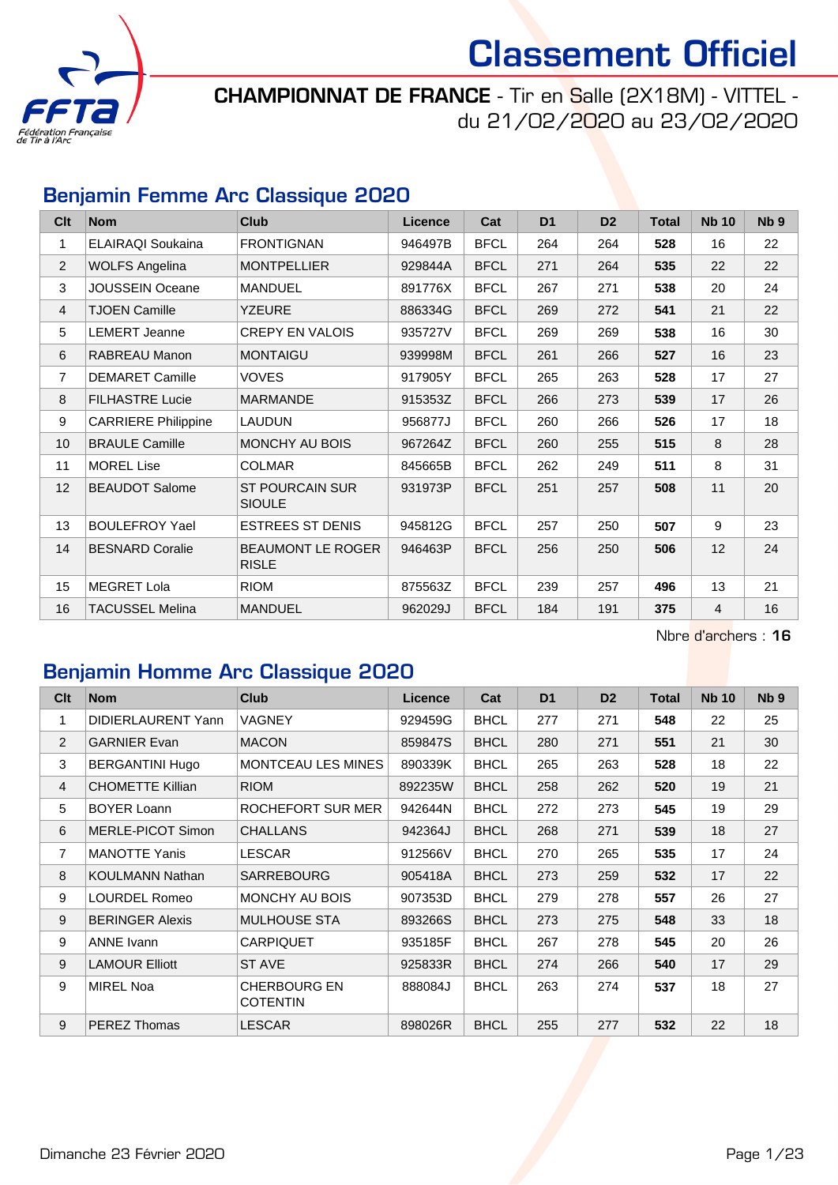# Classement Officiel

**CHAMPIONNAT DE FRANCE** - Tir en Salle (2X18M) - VITTEL - du 21/02/2020 au 23/02/2020

## Benjamin Femme Arc Classique 2020

| Clt | Nom | Club | Licence | Cat | D1 | D2 | Total | Nb 10 | Nb 9 |
|---|---|---|---|---|---|---|---|---|---|
| 1 | ELAIRAQI Soukaina | FRONTIGNAN | 946497B | BFCL | 264 | 264 | **528** | 16 | 22 |
| 2 | WOLFS Angelina | MONTPELLIER | 929844A | BFCL | 271 | 264 | **535** | 22 | 22 |
| 3 | JOUSSEIN Oceane | MANDUEL | 891776X | BFCL | 267 | 271 | **538** | 20 | 24 |
| 4 | TJOEN Camille | YZEURE | 886334G | BFCL | 269 | 272 | **541** | 21 | 22 |
| 5 | LEMERT Jeanne | CREPY EN VALOIS | 935727V | BFCL | 269 | 269 | **538** | 16 | 30 |
| 6 | RABREAU Manon | MONTAIGU | 939998M | BFCL | 261 | 266 | **527** | 16 | 23 |
| 7 | DEMARET Camille | VOVES | 917905Y | BFCL | 265 | 263 | **528** | 17 | 27 |
| 8 | FILHASTRE Lucie | MARMANDE | 915353Z | BFCL | 266 | 273 | **539** | 17 | 26 |
| 9 | CARRIERE Philippine | LAUDUN | 956877J | BFCL | 260 | 266 | **526** | 17 | 18 |
| 10 | BRAULE Camille | MONCHY AU BOIS | 967264Z | BFCL | 260 | 255 | **515** | 8 | 28 |
| 11 | MOREL Lise | COLMAR | 845665B | BFCL | 262 | 249 | **511** | 8 | 31 |
| 12 | BEAUDOT Salome | ST POURCAIN SUR SIOULE | 931973P | BFCL | 251 | 257 | **508** | 11 | 20 |
| 13 | BOULEFROY Yael | ESTREES ST DENIS | 945812G | BFCL | 257 | 250 | **507** | 9 | 23 |
| 14 | BESNARD Coralie | BEAUMONT LE ROGER RISLE | 946463P | BFCL | 256 | 250 | **506** | 12 | 24 |
| 15 | MEGRET Lola | RIOM | 875563Z | BFCL | 239 | 257 | **496** | 13 | 21 |
| 16 | TACUSSEL Melina | MANDUEL | 962029J | BFCL | 184 | 191 | **375** | 4 | 16 |

Nbre d'archers : **16**

## Benjamin Homme Arc Classique 2020

| Clt | Nom | Club | Licence | Cat | D1 | D2 | Total | Nb 10 | Nb 9 |
|---|---|---|---|---|---|---|---|---|---|
| 1 | DIDIERLAURENT Yann | VAGNEY | 929459G | BHCL | 277 | 271 | **548** | 22 | 25 |
| 2 | GARNIER Evan | MACON | 859847S | BHCL | 280 | 271 | **551** | 21 | 30 |
| 3 | BERGANTINI Hugo | MONTCEAU LES MINES | 890339K | BHCL | 265 | 263 | **528** | 18 | 22 |
| 4 | CHOMETTE Killian | RIOM | 892235W | BHCL | 258 | 262 | **520** | 19 | 21 |
| 5 | BOYER Loann | ROCHEFORT SUR MER | 942644N | BHCL | 272 | 273 | **545** | 19 | 29 |
| 6 | MERLE-PICOT Simon | CHALLANS | 942364J | BHCL | 268 | 271 | **539** | 18 | 27 |
| 7 | MANOTTE Yanis | LESCAR | 912566V | BHCL | 270 | 265 | **535** | 17 | 24 |
| 8 | KOULMANN Nathan | SARREBOURG | 905418A | BHCL | 273 | 259 | **532** | 17 | 22 |
| 9 | LOURDEL Romeo | MONCHY AU BOIS | 907353D | BHCL | 279 | 278 | **557** | 26 | 27 |
| 9 | BERINGER Alexis | MULHOUSE STA | 893266S | BHCL | 273 | 275 | **548** | 33 | 18 |
| 9 | ANNE Ivann | CARPIQUET | 935185F | BHCL | 267 | 278 | **545** | 20 | 26 |
| 9 | LAMOUR Elliott | ST AVE | 925833R | BHCL | 274 | 266 | **540** | 17 | 29 |
| 9 | MIREL Noa | CHERBOURG EN COTENTIN | 888084J | BHCL | 263 | 274 | **537** | 18 | 27 |
| 9 | PEREZ Thomas | LESCAR | 898026R | BHCL | 255 | 277 | **532** | 22 | 18 |

Dimanche 23 Février 2020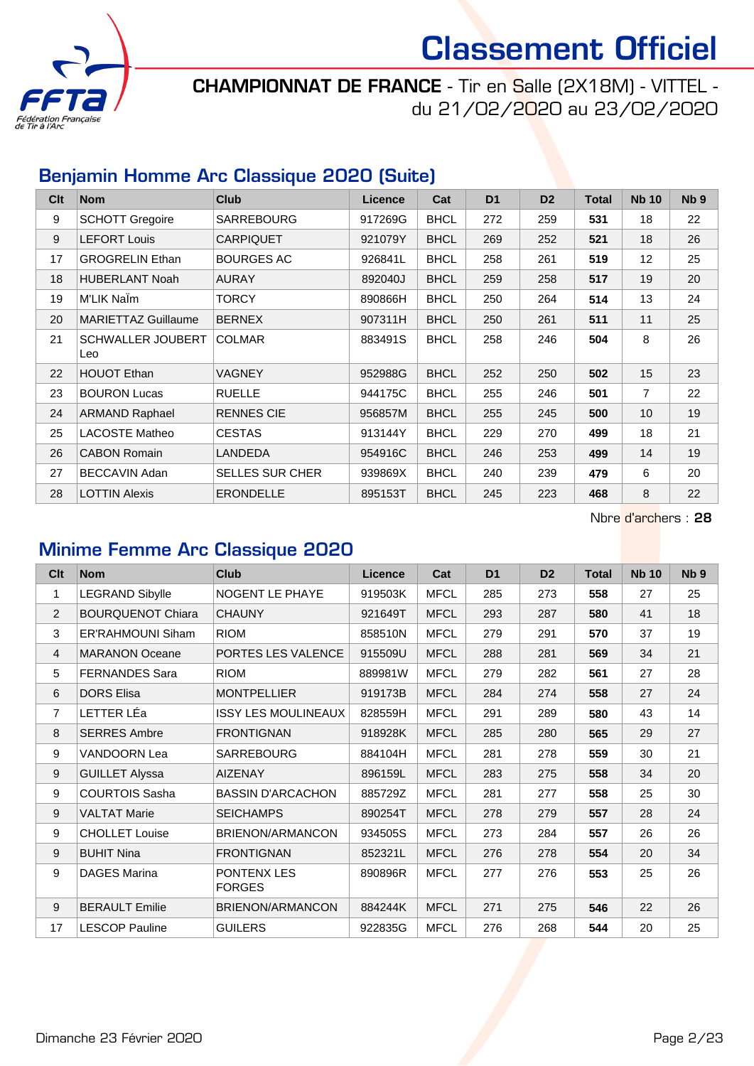# Classement Officiel

## CHAMPIONNAT DE FRANCE - Tir en Salle (2X18M) - VITTEL - du 21/02/2020 au 23/02/2020

### Benjamin Homme Arc Classique 2020 (Suite)

| Clt | Nom | Club | Licence | Cat | D1 | D2 | Total | Nb 10 | Nb 9 |
|---|---|---|---|---|---|---|---|---|---|
| 9 | SCHOTT Gregoire | SARREBOURG | 917269G | BHCL | 272 | 259 | **531** | 18 | 22 |
| 9 | LEFORT Louis | CARPIQUET | 921079Y | BHCL | 269 | 252 | **521** | 18 | 26 |
| 17 | GROGRELIN Ethan | BOURGES AC | 926841L | BHCL | 258 | 261 | **519** | 12 | 25 |
| 18 | HUBERLANT Noah | AURAY | 892040J | BHCL | 259 | 258 | **517** | 19 | 20 |
| 19 | M'LIK Naïm | TORCY | 890866H | BHCL | 250 | 264 | **514** | 13 | 24 |
| 20 | MARIETTAZ Guillaume | BERNEX | 907311H | BHCL | 250 | 261 | **511** | 11 | 25 |
| 21 | SCHWALLER JOUBERT Leo | COLMAR | 883491S | BHCL | 258 | 246 | **504** | 8 | 26 |
| 22 | HOUOT Ethan | VAGNEY | 952988G | BHCL | 252 | 250 | **502** | 15 | 23 |
| 23 | BOURON Lucas | RUELLE | 944175C | BHCL | 255 | 246 | **501** | 7 | 22 |
| 24 | ARMAND Raphael | RENNES CIE | 956857M | BHCL | 255 | 245 | **500** | 10 | 19 |
| 25 | LACOSTE Matheo | CESTAS | 913144Y | BHCL | 229 | 270 | **499** | 18 | 21 |
| 26 | CABON Romain | LANDEDA | 954916C | BHCL | 246 | 253 | **499** | 14 | 19 |
| 27 | BECCAVIN Adan | SELLES SUR CHER | 939869X | BHCL | 240 | 239 | **479** | 6 | 20 |
| 28 | LOTTIN Alexis | ERONDELLE | 895153T | BHCL | 245 | 223 | **468** | 8 | 22 |

Nbre d'archers : **28**

### Minime Femme Arc Classique 2020

| Clt | Nom | Club | Licence | Cat | D1 | D2 | Total | Nb 10 | Nb 9 |
|---|---|---|---|---|---|---|---|---|---|
| 1 | LEGRAND Sibylle | NOGENT LE PHAYE | 919503K | MFCL | 285 | 273 | **558** | 27 | 25 |
| 2 | BOURQUENOT Chiara | CHAUNY | 921649T | MFCL | 293 | 287 | **580** | 41 | 18 |
| 3 | ER'RAHMOUNI Siham | RIOM | 858510N | MFCL | 279 | 291 | **570** | 37 | 19 |
| 4 | MARANON Oceane | PORTES LES VALENCE | 915509U | MFCL | 288 | 281 | **569** | 34 | 21 |
| 5 | FERNANDES Sara | RIOM | 889981W | MFCL | 279 | 282 | **561** | 27 | 28 |
| 6 | DORS Elisa | MONTPELLIER | 919173B | MFCL | 284 | 274 | **558** | 27 | 24 |
| 7 | LETTER LÉa | ISSY LES MOULINEAUX | 828559H | MFCL | 291 | 289 | **580** | 43 | 14 |
| 8 | SERRES Ambre | FRONTIGNAN | 918928K | MFCL | 285 | 280 | **565** | 29 | 27 |
| 9 | VANDOORN Lea | SARREBOURG | 884104H | MFCL | 281 | 278 | **559** | 30 | 21 |
| 9 | GUILLET Alyssa | AIZENAY | 896159L | MFCL | 283 | 275 | **558** | 34 | 20 |
| 9 | COURTOIS Sasha | BASSIN D'ARCACHON | 885729Z | MFCL | 281 | 277 | **558** | 25 | 30 |
| 9 | VALTAT Marie | SEICHAMPS | 890254T | MFCL | 278 | 279 | **557** | 28 | 24 |
| 9 | CHOLLET Louise | BRIENON/ARMANCON | 934505S | MFCL | 273 | 284 | **557** | 26 | 26 |
| 9 | BUHIT Nina | FRONTIGNAN | 852321L | MFCL | 276 | 278 | **554** | 20 | 34 |
| 9 | DAGES Marina | PONTENX LES FORGES | 890896R | MFCL | 277 | 276 | **553** | 25 | 26 |
| 9 | BERAULT Emilie | BRIENON/ARMANCON | 884244K | MFCL | 271 | 275 | **546** | 22 | 26 |
| 17 | LESCOP Pauline | GUILERS | 922835G | MFCL | 276 | 268 | **544** | 20 | 25 |

Dimanche 23 Février 2020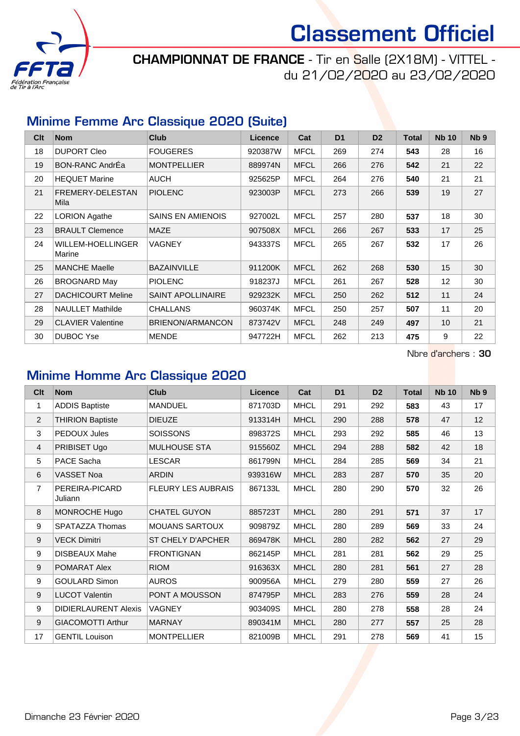# Classement Officiel

**CHAMPIONNAT DE FRANCE** - Tir en Salle (2X18M) - VITTEL - du 21/02/2020 au 23/02/2020

## Minime Femme Arc Classique 2020 (Suite)

| Clt | Nom | Club | Licence | Cat | D1 | D2 | Total | Nb 10 | Nb 9 |
|---|---|---|---|---|---|---|---|---|---|
| 18 | DUPORT Cleo | FOUGERES | 920387W | MFCL | 269 | 274 | **543** | 28 | 16 |
| 19 | BON-RANC AndrÉa | MONTPELLIER | 889974N | MFCL | 266 | 276 | **542** | 21 | 22 |
| 20 | HEQUET Marine | AUCH | 925625P | MFCL | 264 | 276 | **540** | 21 | 21 |
| 21 | FREMERY-DELESTAN Mila | PIOLENC | 923003P | MFCL | 273 | 266 | **539** | 19 | 27 |
| 22 | LORION Agathe | SAINS EN AMIENOIS | 927002L | MFCL | 257 | 280 | **537** | 18 | 30 |
| 23 | BRAULT Clemence | MAZE | 907508X | MFCL | 266 | 267 | **533** | 17 | 25 |
| 24 | WILLEM-HOELLINGER Marine | VAGNEY | 943337S | MFCL | 265 | 267 | **532** | 17 | 26 |
| 25 | MANCHE Maelle | BAZAINVILLE | 911200K | MFCL | 262 | 268 | **530** | 15 | 30 |
| 26 | BROGNARD May | PIOLENC | 918237J | MFCL | 261 | 267 | **528** | 12 | 30 |
| 27 | DACHICOURT Meline | SAINT APOLLINAIRE | 929232K | MFCL | 250 | 262 | **512** | 11 | 24 |
| 28 | NAULLET Mathilde | CHALLANS | 960374K | MFCL | 250 | 257 | **507** | 11 | 20 |
| 29 | CLAVIER Valentine | BRIENON/ARMANCON | 873742V | MFCL | 248 | 249 | **497** | 10 | 21 |
| 30 | DUBOC Yse | MENDE | 947722H | MFCL | 262 | 213 | **475** | 9 | 22 |

Nbre d'archers : **30**

## Minime Homme Arc Classique 2020

| Clt | Nom | Club | Licence | Cat | D1 | D2 | Total | Nb 10 | Nb 9 |
|---|---|---|---|---|---|---|---|---|---|
| 1 | ADDIS Baptiste | MANDUEL | 871703D | MHCL | 291 | 292 | **583** | 43 | 17 |
| 2 | THIRION Baptiste | DIEUZE | 913314H | MHCL | 290 | 288 | **578** | 47 | 12 |
| 3 | PEDOUX Jules | SOISSONS | 898372S | MHCL | 293 | 292 | **585** | 46 | 13 |
| 4 | PRIBISET Ugo | MULHOUSE STA | 915560Z | MHCL | 294 | 288 | **582** | 42 | 18 |
| 5 | PACE Sacha | LESCAR | 861799N | MHCL | 284 | 285 | **569** | 34 | 21 |
| 6 | VASSET Noa | ARDIN | 939316W | MHCL | 283 | 287 | **570** | 35 | 20 |
| 7 | PEREIRA-PICARD Juliann | FLEURY LES AUBRAIS | 867133L | MHCL | 280 | 290 | **570** | 32 | 26 |
| 8 | MONROCHE Hugo | CHATEL GUYON | 885723T | MHCL | 280 | 291 | **571** | 37 | 17 |
| 9 | SPATAZZA Thomas | MOUANS SARTOUX | 909879Z | MHCL | 280 | 289 | **569** | 33 | 24 |
| 9 | VECK Dimitri | ST CHELY D'APCHER | 869478K | MHCL | 280 | 282 | **562** | 27 | 29 |
| 9 | DISBEAUX Mahe | FRONTIGNAN | 862145P | MHCL | 281 | 281 | **562** | 29 | 25 |
| 9 | POMARAT Alex | RIOM | 916363X | MHCL | 280 | 281 | **561** | 27 | 28 |
| 9 | GOULARD Simon | AUROS | 900956A | MHCL | 279 | 280 | **559** | 27 | 26 |
| 9 | LUCOT Valentin | PONT A MOUSSON | 874795P | MHCL | 283 | 276 | **559** | 28 | 24 |
| 9 | DIDIERLAURENT Alexis | VAGNEY | 903409S | MHCL | 280 | 278 | **558** | 28 | 24 |
| 9 | GIACOMOTTI Arthur | MARNAY | 890341M | MHCL | 280 | 277 | **557** | 25 | 28 |
| 17 | GENTIL Louison | MONTPELLIER | 821009B | MHCL | 291 | 278 | **569** | 41 | 15 |

Dimanche 23 Février 2020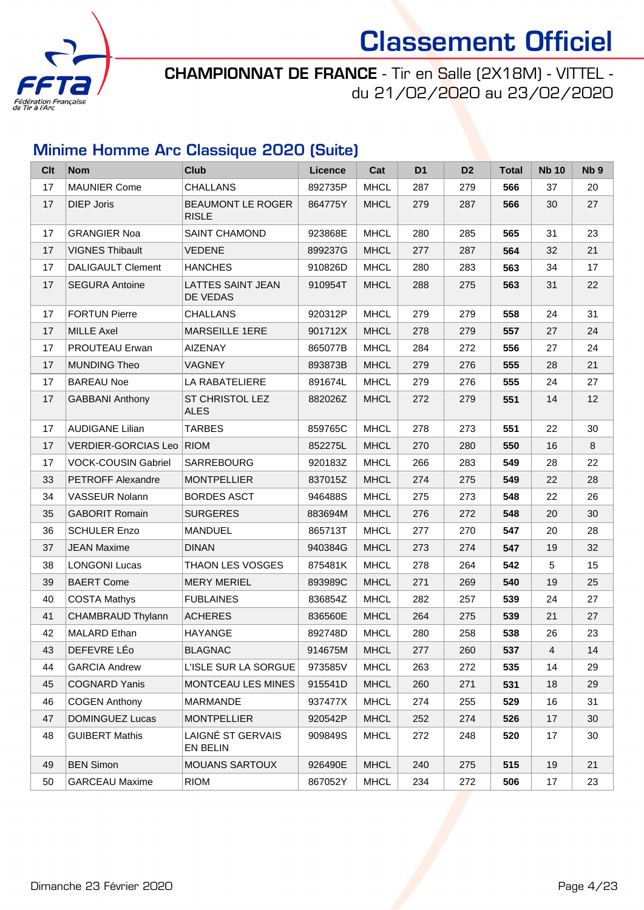# Classement Officiel

**CHAMPIONNAT DE FRANCE** - Tir en Salle (2X18M) - VITTEL - du 21/02/2020 au 23/02/2020

## Minime Homme Arc Classique 2020 (Suite)

| Clt | Nom | Club | Licence | Cat | D1 | D2 | Total | Nb 10 | Nb 9 |
|---|---|---|---|---|---|---|---|---|---|
| 17 | MAUNIER Come | CHALLANS | 892735P | MHCL | 287 | 279 | **566** | 37 | 20 |
| 17 | DIEP Joris | BEAUMONT LE ROGER RISLE | 864775Y | MHCL | 279 | 287 | **566** | 30 | 27 |
| 17 | GRANGIER Noa | SAINT CHAMOND | 923868E | MHCL | 280 | 285 | **565** | 31 | 23 |
| 17 | VIGNES Thibault | VEDENE | 899237G | MHCL | 277 | 287 | **564** | 32 | 21 |
| 17 | DALIGAULT Clement | HANCHES | 910826D | MHCL | 280 | 283 | **563** | 34 | 17 |
| 17 | SEGURA Antoine | LATTES SAINT JEAN DE VEDAS | 910954T | MHCL | 288 | 275 | **563** | 31 | 22 |
| 17 | FORTUN Pierre | CHALLANS | 920312P | MHCL | 279 | 279 | **558** | 24 | 31 |
| 17 | MILLE Axel | MARSEILLE 1ERE | 901712X | MHCL | 278 | 279 | **557** | 27 | 24 |
| 17 | PROUTEAU Erwan | AIZENAY | 865077B | MHCL | 284 | 272 | **556** | 27 | 24 |
| 17 | MUNDING Theo | VAGNEY | 893873B | MHCL | 279 | 276 | **555** | 28 | 21 |
| 17 | BAREAU Noe | LA RABATELIERE | 891674L | MHCL | 279 | 276 | **555** | 24 | 27 |
| 17 | GABBANI Anthony | ST CHRISTOL LEZ ALES | 882026Z | MHCL | 272 | 279 | **551** | 14 | 12 |
| 17 | AUDIGANE Lilian | TARBES | 859765C | MHCL | 278 | 273 | **551** | 22 | 30 |
| 17 | VERDIER-GORCIAS Leo | RIOM | 852275L | MHCL | 270 | 280 | **550** | 16 | 8 |
| 17 | VOCK-COUSIN Gabriel | SARREBOURG | 920183Z | MHCL | 266 | 283 | **549** | 28 | 22 |
| 33 | PETROFF Alexandre | MONTPELLIER | 837015Z | MHCL | 274 | 275 | **549** | 22 | 28 |
| 34 | VASSEUR Nolann | BORDES ASCT | 946488S | MHCL | 275 | 273 | **548** | 22 | 26 |
| 35 | GABORIT Romain | SURGERES | 883694M | MHCL | 276 | 272 | **548** | 20 | 30 |
| 36 | SCHULER Enzo | MANDUEL | 865713T | MHCL | 277 | 270 | **547** | 20 | 28 |
| 37 | JEAN Maxime | DINAN | 940384G | MHCL | 273 | 274 | **547** | 19 | 32 |
| 38 | LONGONI Lucas | THAON LES VOSGES | 875481K | MHCL | 278 | 264 | **542** | 5 | 15 |
| 39 | BAERT Come | MERY MERIEL | 893989C | MHCL | 271 | 269 | **540** | 19 | 25 |
| 40 | COSTA Mathys | FUBLAINES | 836854Z | MHCL | 282 | 257 | **539** | 24 | 27 |
| 41 | CHAMBRAUD Thylann | ACHERES | 836560E | MHCL | 264 | 275 | **539** | 21 | 27 |
| 42 | MALARD Ethan | HAYANGE | 892748D | MHCL | 280 | 258 | **538** | 26 | 23 |
| 43 | DEFEVRE LÉo | BLAGNAC | 914675M | MHCL | 277 | 260 | **537** | 4 | 14 |
| 44 | GARCIA Andrew | L'ISLE SUR LA SORGUE | 973585V | MHCL | 263 | 272 | **535** | 14 | 29 |
| 45 | COGNARD Yanis | MONTCEAU LES MINES | 915541D | MHCL | 260 | 271 | **531** | 18 | 29 |
| 46 | COGEN Anthony | MARMANDE | 937477X | MHCL | 274 | 255 | **529** | 16 | 31 |
| 47 | DOMINGUEZ Lucas | MONTPELLIER | 920542P | MHCL | 252 | 274 | **526** | 17 | 30 |
| 48 | GUIBERT Mathis | LAIGNÉ ST GERVAIS EN BELIN | 909849S | MHCL | 272 | 248 | **520** | 17 | 30 |
| 49 | BEN Simon | MOUANS SARTOUX | 926490E | MHCL | 240 | 275 | **515** | 19 | 21 |
| 50 | GARCEAU Maxime | RIOM | 867052Y | MHCL | 234 | 272 | **506** | 17 | 23 |

Dimanche 23 Février 2020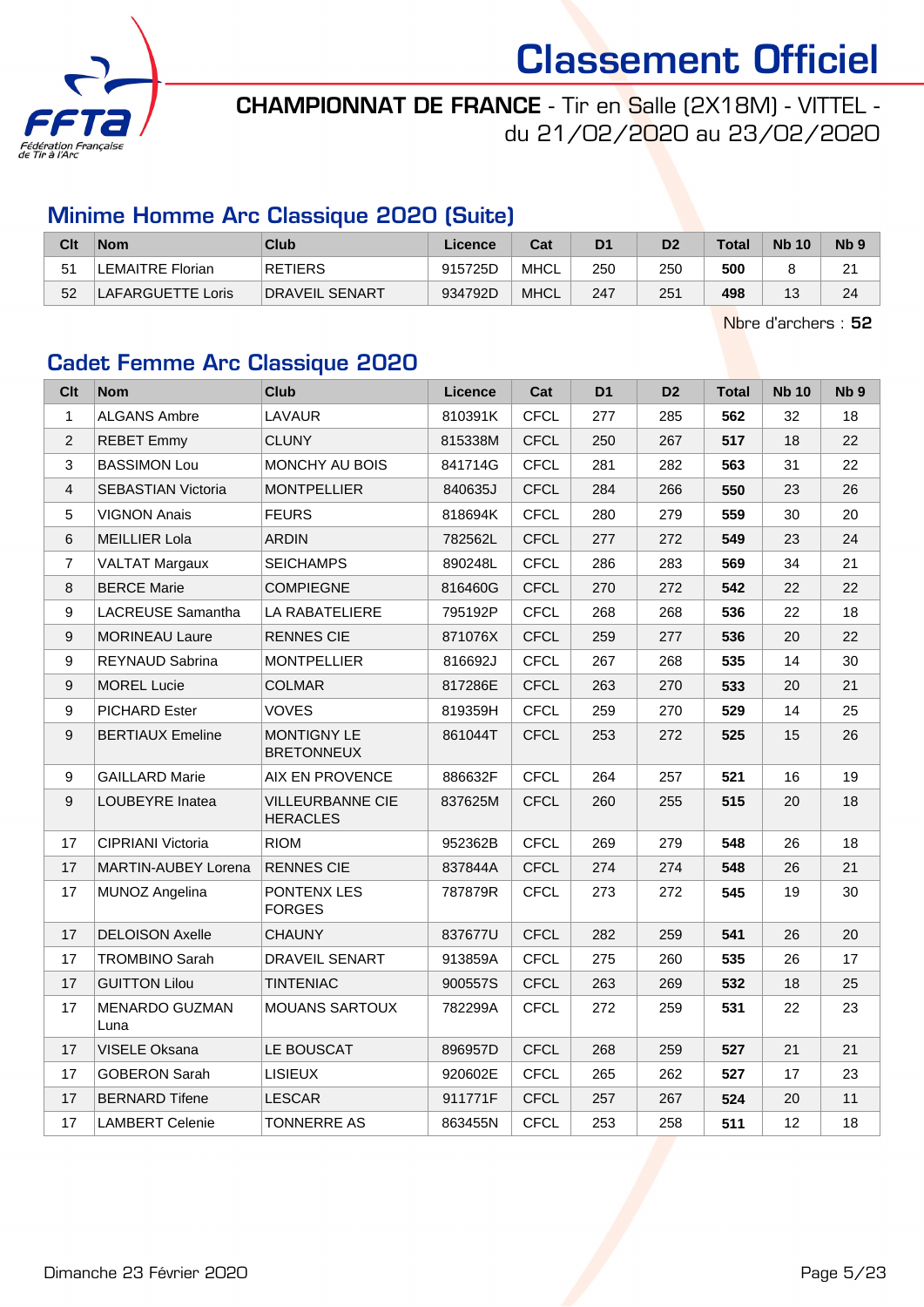# Classement Officiel

**CHAMPIONNAT DE FRANCE** - Tir en Salle (2X18M) - VITTEL - du 21/02/2020 au 23/02/2020

## Minime Homme Arc Classique 2020 (Suite)

| Clt | Nom | Club | Licence | Cat | D1 | D2 | Total | Nb 10 | Nb 9 |
|---|---|---|---|---|---|---|---|---|---|
| 51 | LEMAITRE Florian | RETIERS | 915725D | MHCL | 250 | 250 | **500** | 8 | 21 |
| 52 | LAFARGUETTE Loris | DRAVEIL SENART | 934792D | MHCL | 247 | 251 | **498** | 13 | 24 |

Nbre d'archers : **52**

## Cadet Femme Arc Classique 2020

| Clt | Nom | Club | Licence | Cat | D1 | D2 | Total | Nb 10 | Nb 9 |
|---|---|---|---|---|---|---|---|---|---|
| 1 | ALGANS Ambre | LAVAUR | 810391K | CFCL | 277 | 285 | **562** | 32 | 18 |
| 2 | REBET Emmy | CLUNY | 815338M | CFCL | 250 | 267 | **517** | 18 | 22 |
| 3 | BASSIMON Lou | MONCHY AU BOIS | 841714G | CFCL | 281 | 282 | **563** | 31 | 22 |
| 4 | SEBASTIAN Victoria | MONTPELLIER | 840635J | CFCL | 284 | 266 | **550** | 23 | 26 |
| 5 | VIGNON Anais | FEURS | 818694K | CFCL | 280 | 279 | **559** | 30 | 20 |
| 6 | MEILLIER Lola | ARDIN | 782562L | CFCL | 277 | 272 | **549** | 23 | 24 |
| 7 | VALTAT Margaux | SEICHAMPS | 890248L | CFCL | 286 | 283 | **569** | 34 | 21 |
| 8 | BERCE Marie | COMPIEGNE | 816460G | CFCL | 270 | 272 | **542** | 22 | 22 |
| 9 | LACREUSE Samantha | LA RABATELIERE | 795192P | CFCL | 268 | 268 | **536** | 22 | 18 |
| 9 | MORINEAU Laure | RENNES CIE | 871076X | CFCL | 259 | 277 | **536** | 20 | 22 |
| 9 | REYNAUD Sabrina | MONTPELLIER | 816692J | CFCL | 267 | 268 | **535** | 14 | 30 |
| 9 | MOREL Lucie | COLMAR | 817286E | CFCL | 263 | 270 | **533** | 20 | 21 |
| 9 | PICHARD Ester | VOVES | 819359H | CFCL | 259 | 270 | **529** | 14 | 25 |
| 9 | BERTIAUX Emeline | MONTIGNY LE BRETONNEUX | 861044T | CFCL | 253 | 272 | **525** | 15 | 26 |
| 9 | GAILLARD Marie | AIX EN PROVENCE | 886632F | CFCL | 264 | 257 | **521** | 16 | 19 |
| 9 | LOUBEYRE Inatea | VILLEURBANNE CIE HERACLES | 837625M | CFCL | 260 | 255 | **515** | 20 | 18 |
| 17 | CIPRIANI Victoria | RIOM | 952362B | CFCL | 269 | 279 | **548** | 26 | 18 |
| 17 | MARTIN-AUBEY Lorena | RENNES CIE | 837844A | CFCL | 274 | 274 | **548** | 26 | 21 |
| 17 | MUNOZ Angelina | PONTENX LES FORGES | 787879R | CFCL | 273 | 272 | **545** | 19 | 30 |
| 17 | DELOISON Axelle | CHAUNY | 837677U | CFCL | 282 | 259 | **541** | 26 | 20 |
| 17 | TROMBINO Sarah | DRAVEIL SENART | 913859A | CFCL | 275 | 260 | **535** | 26 | 17 |
| 17 | GUITTON Lilou | TINTENIAC | 900557S | CFCL | 263 | 269 | **532** | 18 | 25 |
| 17 | MENARDO GUZMAN Luna | MOUANS SARTOUX | 782299A | CFCL | 272 | 259 | **531** | 22 | 23 |
| 17 | VISELE Oksana | LE BOUSCAT | 896957D | CFCL | 268 | 259 | **527** | 21 | 21 |
| 17 | GOBERON Sarah | LISIEUX | 920602E | CFCL | 265 | 262 | **527** | 17 | 23 |
| 17 | BERNARD Tifene | LESCAR | 911771F | CFCL | 257 | 267 | **524** | 20 | 11 |
| 17 | LAMBERT Celenie | TONNERRE AS | 863455N | CFCL | 253 | 258 | **511** | 12 | 18 |

Dimanche 23 Février 2020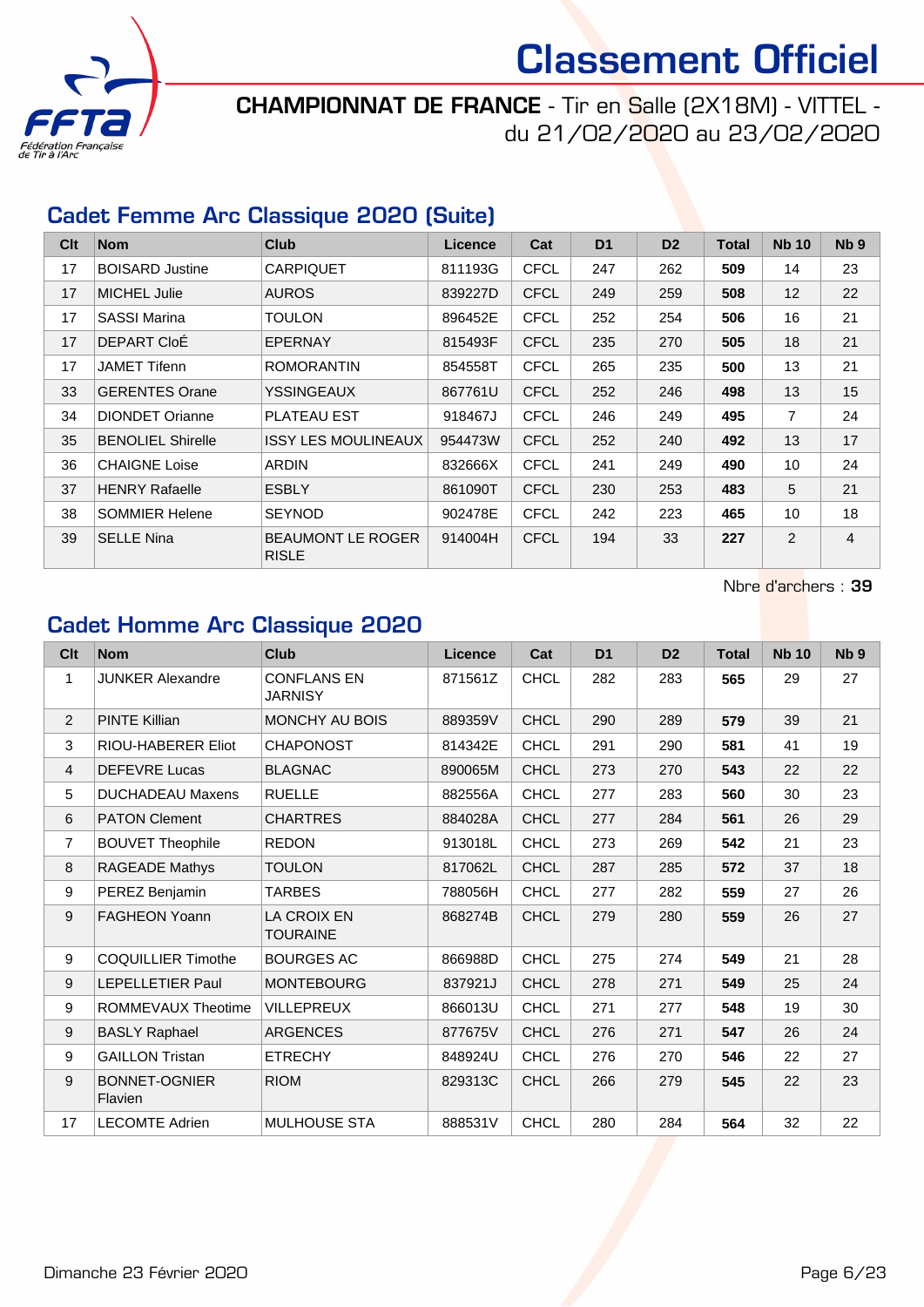# Classement Officiel

**CHAMPIONNAT DE FRANCE** - Tir en Salle (2X18M) - VITTEL - du 21/02/2020 au 23/02/2020

## Cadet Femme Arc Classique 2020 (Suite)

| Clt | Nom | Club | Licence | Cat | D1 | D2 | Total | Nb 10 | Nb 9 |
|---|---|---|---|---|---|---|---|---|---|
| 17 | BOISARD Justine | CARPIQUET | 811193G | CFCL | 247 | 262 | **509** | 14 | 23 |
| 17 | MICHEL Julie | AUROS | 839227D | CFCL | 249 | 259 | **508** | 12 | 22 |
| 17 | SASSI Marina | TOULON | 896452E | CFCL | 252 | 254 | **506** | 16 | 21 |
| 17 | DEPART CloÉ | EPERNAY | 815493F | CFCL | 235 | 270 | **505** | 18 | 21 |
| 17 | JAMET Tifenn | ROMORANTIN | 854558T | CFCL | 265 | 235 | **500** | 13 | 21 |
| 33 | GERENTES Orane | YSSINGEAUX | 867761U | CFCL | 252 | 246 | **498** | 13 | 15 |
| 34 | DIONDET Orianne | PLATEAU EST | 918467J | CFCL | 246 | 249 | **495** | 7 | 24 |
| 35 | BENOLIEL Shirelle | ISSY LES MOULINEAUX | 954473W | CFCL | 252 | 240 | **492** | 13 | 17 |
| 36 | CHAIGNE Loise | ARDIN | 832666X | CFCL | 241 | 249 | **490** | 10 | 24 |
| 37 | HENRY Rafaelle | ESBLY | 861090T | CFCL | 230 | 253 | **483** | 5 | 21 |
| 38 | SOMMIER Helene | SEYNOD | 902478E | CFCL | 242 | 223 | **465** | 10 | 18 |
| 39 | SELLE Nina | BEAUMONT LE ROGER RISLE | 914004H | CFCL | 194 | 33 | **227** | 2 | 4 |

Nbre d'archers : **39**

## Cadet Homme Arc Classique 2020

| Clt | Nom | Club | Licence | Cat | D1 | D2 | Total | Nb 10 | Nb 9 |
|---|---|---|---|---|---|---|---|---|---|
| 1 | JUNKER Alexandre | CONFLANS EN JARNISY | 871561Z | CHCL | 282 | 283 | **565** | 29 | 27 |
| 2 | PINTE Killian | MONCHY AU BOIS | 889359V | CHCL | 290 | 289 | **579** | 39 | 21 |
| 3 | RIOU-HABERER Eliot | CHAPONOST | 814342E | CHCL | 291 | 290 | **581** | 41 | 19 |
| 4 | DEFEVRE Lucas | BLAGNAC | 890065M | CHCL | 273 | 270 | **543** | 22 | 22 |
| 5 | DUCHADEAU Maxens | RUELLE | 882556A | CHCL | 277 | 283 | **560** | 30 | 23 |
| 6 | PATON Clement | CHARTRES | 884028A | CHCL | 277 | 284 | **561** | 26 | 29 |
| 7 | BOUVET Theophile | REDON | 913018L | CHCL | 273 | 269 | **542** | 21 | 23 |
| 8 | RAGEADE Mathys | TOULON | 817062L | CHCL | 287 | 285 | **572** | 37 | 18 |
| 9 | PEREZ Benjamin | TARBES | 788056H | CHCL | 277 | 282 | **559** | 27 | 26 |
| 9 | FAGHEON Yoann | LA CROIX EN TOURAINE | 868274B | CHCL | 279 | 280 | **559** | 26 | 27 |
| 9 | COQUILLIER Timothe | BOURGES AC | 866988D | CHCL | 275 | 274 | **549** | 21 | 28 |
| 9 | LEPELLETIER Paul | MONTEBOURG | 837921J | CHCL | 278 | 271 | **549** | 25 | 24 |
| 9 | ROMMEVAUX Theotime | VILLEPREUX | 866013U | CHCL | 271 | 277 | **548** | 19 | 30 |
| 9 | BASLY Raphael | ARGENCES | 877675V | CHCL | 276 | 271 | **547** | 26 | 24 |
| 9 | GAILLON Tristan | ETRECHY | 848924U | CHCL | 276 | 270 | **546** | 22 | 27 |
| 9 | BONNET-OGNIER Flavien | RIOM | 829313C | CHCL | 266 | 279 | **545** | 22 | 23 |
| 17 | LECOMTE Adrien | MULHOUSE STA | 888531V | CHCL | 280 | 284 | **564** | 32 | 22 |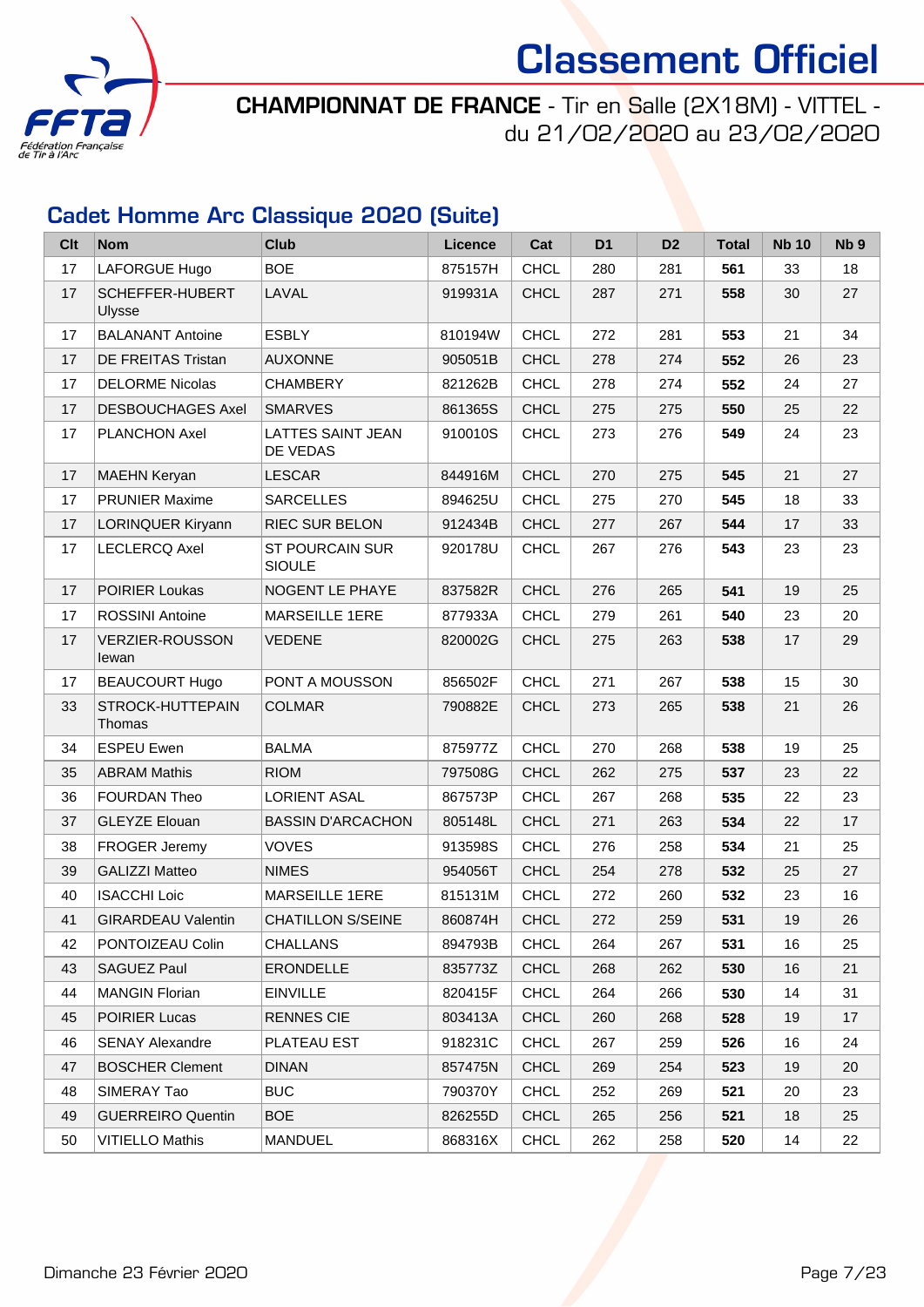# Classement Officiel

**CHAMPIONNAT DE FRANCE** - Tir en Salle (2X18M) - VITTEL - du 21/02/2020 au 23/02/2020

## Cadet Homme Arc Classique 2020 (Suite)

| Clt | Nom | Club | Licence | Cat | D1 | D2 | Total | Nb 10 | Nb 9 |
|---|---|---|---|---|---|---|---|---|---|
| 17 | LAFORGUE Hugo | BOE | 875157H | CHCL | 280 | 281 | **561** | 33 | 18 |
| 17 | SCHEFFER-HUBERT Ulysse | LAVAL | 919931A | CHCL | 287 | 271 | **558** | 30 | 27 |
| 17 | BALANANT Antoine | ESBLY | 810194W | CHCL | 272 | 281 | **553** | 21 | 34 |
| 17 | DE FREITAS Tristan | AUXONNE | 905051B | CHCL | 278 | 274 | **552** | 26 | 23 |
| 17 | DELORME Nicolas | CHAMBERY | 821262B | CHCL | 278 | 274 | **552** | 24 | 27 |
| 17 | DESBOUCHAGES Axel | SMARVES | 861365S | CHCL | 275 | 275 | **550** | 25 | 22 |
| 17 | PLANCHON Axel | LATTES SAINT JEAN DE VEDAS | 910010S | CHCL | 273 | 276 | **549** | 24 | 23 |
| 17 | MAEHN Keryan | LESCAR | 844916M | CHCL | 270 | 275 | **545** | 21 | 27 |
| 17 | PRUNIER Maxime | SARCELLES | 894625U | CHCL | 275 | 270 | **545** | 18 | 33 |
| 17 | LORINQUER Kiryann | RIEC SUR BELON | 912434B | CHCL | 277 | 267 | **544** | 17 | 33 |
| 17 | LECLERCQ Axel | ST POURCAIN SUR SIOULE | 920178U | CHCL | 267 | 276 | **543** | 23 | 23 |
| 17 | POIRIER Loukas | NOGENT LE PHAYE | 837582R | CHCL | 276 | 265 | **541** | 19 | 25 |
| 17 | ROSSINI Antoine | MARSEILLE 1ERE | 877933A | CHCL | 279 | 261 | **540** | 23 | 20 |
| 17 | VERZIER-ROUSSON Iewan | VEDENE | 820002G | CHCL | 275 | 263 | **538** | 17 | 29 |
| 17 | BEAUCOURT Hugo | PONT A MOUSSON | 856502F | CHCL | 271 | 267 | **538** | 15 | 30 |
| 33 | STROCK-HUTTEPAIN Thomas | COLMAR | 790882E | CHCL | 273 | 265 | **538** | 21 | 26 |
| 34 | ESPEU Ewen | BALMA | 875977Z | CHCL | 270 | 268 | **538** | 19 | 25 |
| 35 | ABRAM Mathis | RIOM | 797508G | CHCL | 262 | 275 | **537** | 23 | 22 |
| 36 | FOURDAN Theo | LORIENT ASAL | 867573P | CHCL | 267 | 268 | **535** | 22 | 23 |
| 37 | GLEYZE Elouan | BASSIN D'ARCACHON | 805148L | CHCL | 271 | 263 | **534** | 22 | 17 |
| 38 | FROGER Jeremy | VOVES | 913598S | CHCL | 276 | 258 | **534** | 21 | 25 |
| 39 | GALIZZI Matteo | NIMES | 954056T | CHCL | 254 | 278 | **532** | 25 | 27 |
| 40 | ISACCHI Loic | MARSEILLE 1ERE | 815131M | CHCL | 272 | 260 | **532** | 23 | 16 |
| 41 | GIRARDEAU Valentin | CHATILLON S/SEINE | 860874H | CHCL | 272 | 259 | **531** | 19 | 26 |
| 42 | PONTOIZEAU Colin | CHALLANS | 894793B | CHCL | 264 | 267 | **531** | 16 | 25 |
| 43 | SAGUEZ Paul | ERONDELLE | 835773Z | CHCL | 268 | 262 | **530** | 16 | 21 |
| 44 | MANGIN Florian | EINVILLE | 820415F | CHCL | 264 | 266 | **530** | 14 | 31 |
| 45 | POIRIER Lucas | RENNES CIE | 803413A | CHCL | 260 | 268 | **528** | 19 | 17 |
| 46 | SENAY Alexandre | PLATEAU EST | 918231C | CHCL | 267 | 259 | **526** | 16 | 24 |
| 47 | BOSCHER Clement | DINAN | 857475N | CHCL | 269 | 254 | **523** | 19 | 20 |
| 48 | SIMERAY Tao | BUC | 790370Y | CHCL | 252 | 269 | **521** | 20 | 23 |
| 49 | GUERREIRO Quentin | BOE | 826255D | CHCL | 265 | 256 | **521** | 18 | 25 |
| 50 | VITIELLO Mathis | MANDUEL | 868316X | CHCL | 262 | 258 | **520** | 14 | 22 |

Dimanche 23 Février 2020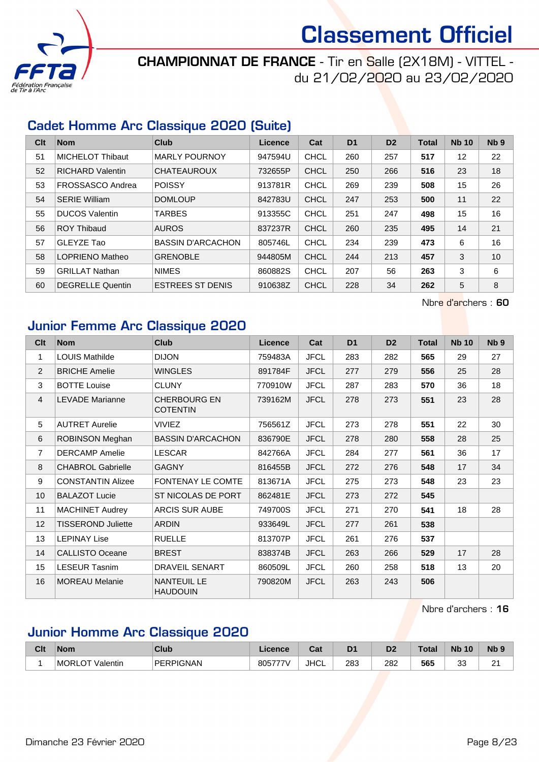# Classement Officiel

**CHAMPIONNAT DE FRANCE** - Tir en Salle (2X18M) - VITTEL - du 21/02/2020 au 23/02/2020

## Cadet Homme Arc Classique 2020 (Suite)

| Clt | Nom | Club | Licence | Cat | D1 | D2 | Total | Nb 10 | Nb 9 |
|---|---|---|---|---|---|---|---|---|---|
| 51 | MICHELOT Thibaut | MARLY POURNOY | 947594U | CHCL | 260 | 257 | **517** | 12 | 22 |
| 52 | RICHARD Valentin | CHATEAUROUX | 732655P | CHCL | 250 | 266 | **516** | 23 | 18 |
| 53 | FROSSASCO Andrea | POISSY | 913781R | CHCL | 269 | 239 | **508** | 15 | 26 |
| 54 | SERIE William | DOMLOUP | 842783U | CHCL | 247 | 253 | **500** | 11 | 22 |
| 55 | DUCOS Valentin | TARBES | 913355C | CHCL | 251 | 247 | **498** | 15 | 16 |
| 56 | ROY Thibaud | AUROS | 837237R | CHCL | 260 | 235 | **495** | 14 | 21 |
| 57 | GLEYZE Tao | BASSIN D'ARCACHON | 805746L | CHCL | 234 | 239 | **473** | 6 | 16 |
| 58 | LOPRIENO Matheo | GRENOBLE | 944805M | CHCL | 244 | 213 | **457** | 3 | 10 |
| 59 | GRILLAT Nathan | NIMES | 860882S | CHCL | 207 | 56 | **263** | 3 | 6 |
| 60 | DEGRELLE Quentin | ESTREES ST DENIS | 910638Z | CHCL | 228 | 34 | **262** | 5 | 8 |

Nbre d'archers : **60**

## Junior Femme Arc Classique 2020

| Clt | Nom | Club | Licence | Cat | D1 | D2 | Total | Nb 10 | Nb 9 |
|---|---|---|---|---|---|---|---|---|---|
| 1 | LOUIS Mathilde | DIJON | 759483A | JFCL | 283 | 282 | **565** | 29 | 27 |
| 2 | BRICHE Amelie | WINGLES | 891784F | JFCL | 277 | 279 | **556** | 25 | 28 |
| 3 | BOTTE Louise | CLUNY | 770910W | JFCL | 287 | 283 | **570** | 36 | 18 |
| 4 | LEVADE Marianne | CHERBOURG EN COTENTIN | 739162M | JFCL | 278 | 273 | **551** | 23 | 28 |
| 5 | AUTRET Aurelie | VIVIEZ | 756561Z | JFCL | 273 | 278 | **551** | 22 | 30 |
| 6 | ROBINSON Meghan | BASSIN D'ARCACHON | 836790E | JFCL | 278 | 280 | **558** | 28 | 25 |
| 7 | DERCAMP Amelie | LESCAR | 842766A | JFCL | 284 | 277 | **561** | 36 | 17 |
| 8 | CHABROL Gabrielle | GAGNY | 816455B | JFCL | 272 | 276 | **548** | 17 | 34 |
| 9 | CONSTANTIN Alizee | FONTENAY LE COMTE | 813671A | JFCL | 275 | 273 | **548** | 23 | 23 |
| 10 | BALAZOT Lucie | ST NICOLAS DE PORT | 862481E | JFCL | 273 | 272 | **545** | | |
| 11 | MACHINET Audrey | ARCIS SUR AUBE | 749700S | JFCL | 271 | 270 | **541** | 18 | 28 |
| 12 | TISSEROND Juliette | ARDIN | 933649L | JFCL | 277 | 261 | **538** | | |
| 13 | LEPINAY Lise | RUELLE | 813707P | JFCL | 261 | 276 | **537** | | |
| 14 | CALLISTO Oceane | BREST | 838374B | JFCL | 263 | 266 | **529** | 17 | 28 |
| 15 | LESEUR Tasnim | DRAVEIL SENART | 860509L | JFCL | 260 | 258 | **518** | 13 | 20 |
| 16 | MOREAU Melanie | NANTEUIL LE HAUDOUIN | 790820M | JFCL | 263 | 243 | **506** | | |

Nbre d'archers : **16**

## Junior Homme Arc Classique 2020

| Clt | Nom | Club | Licence | Cat | D1 | D2 | Total | Nb 10 | Nb 9 |
|---|---|---|---|---|---|---|---|---|---|
| 1 | MORLOT Valentin | PERPIGNAN | 805777V | JHCL | 283 | 282 | **565** | 33 | 21 |

Dimanche 23 Février 2020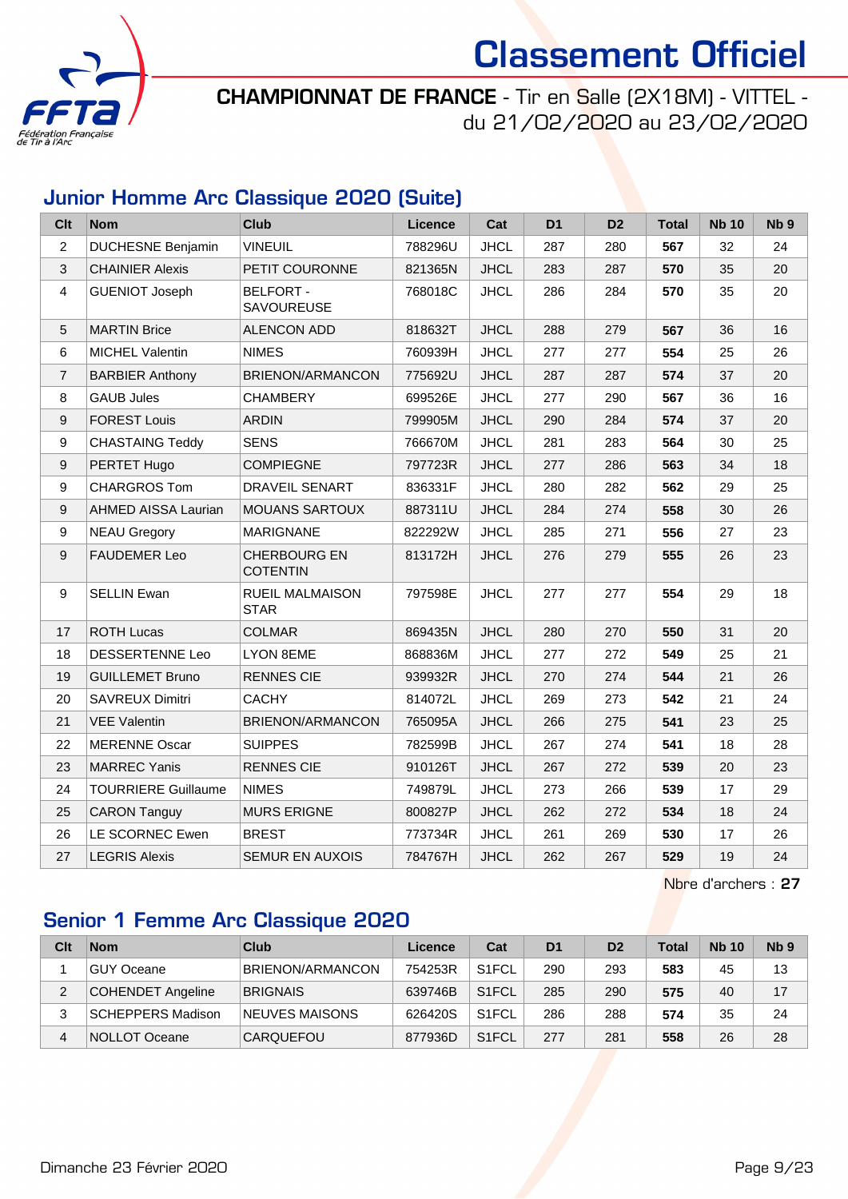# Classement Officiel

**CHAMPIONNAT DE FRANCE** - Tir en Salle (2X18M) - VITTEL - du 21/02/2020 au 23/02/2020

## Junior Homme Arc Classique 2020 (Suite)

| Clt | Nom | Club | Licence | Cat | D1 | D2 | Total | Nb 10 | Nb 9 |
|---|---|---|---|---|---|---|---|---|---|
| 2 | DUCHESNE Benjamin | VINEUIL | 788296U | JHCL | 287 | 280 | **567** | 32 | 24 |
| 3 | CHAINIER Alexis | PETIT COURONNE | 821365N | JHCL | 283 | 287 | **570** | 35 | 20 |
| 4 | GUENIOT Joseph | BELFORT - SAVOUREUSE | 768018C | JHCL | 286 | 284 | **570** | 35 | 20 |
| 5 | MARTIN Brice | ALENCON ADD | 818632T | JHCL | 288 | 279 | **567** | 36 | 16 |
| 6 | MICHEL Valentin | NIMES | 760939H | JHCL | 277 | 277 | **554** | 25 | 26 |
| 7 | BARBIER Anthony | BRIENON/ARMANCON | 775692U | JHCL | 287 | 287 | **574** | 37 | 20 |
| 8 | GAUB Jules | CHAMBERY | 699526E | JHCL | 277 | 290 | **567** | 36 | 16 |
| 9 | FOREST Louis | ARDIN | 799905M | JHCL | 290 | 284 | **574** | 37 | 20 |
| 9 | CHASTAING Teddy | SENS | 766670M | JHCL | 281 | 283 | **564** | 30 | 25 |
| 9 | PERTET Hugo | COMPIEGNE | 797723R | JHCL | 277 | 286 | **563** | 34 | 18 |
| 9 | CHARGROS Tom | DRAVEIL SENART | 836331F | JHCL | 280 | 282 | **562** | 29 | 25 |
| 9 | AHMED AISSA Laurian | MOUANS SARTOUX | 887311U | JHCL | 284 | 274 | **558** | 30 | 26 |
| 9 | NEAU Gregory | MARIGNANE | 822292W | JHCL | 285 | 271 | **556** | 27 | 23 |
| 9 | FAUDEMER Leo | CHERBOURG EN COTENTIN | 813172H | JHCL | 276 | 279 | **555** | 26 | 23 |
| 9 | SELLIN Ewan | RUEIL MALMAISON STAR | 797598E | JHCL | 277 | 277 | **554** | 29 | 18 |
| 17 | ROTH Lucas | COLMAR | 869435N | JHCL | 280 | 270 | **550** | 31 | 20 |
| 18 | DESSERTENNE Leo | LYON 8EME | 868836M | JHCL | 277 | 272 | **549** | 25 | 21 |
| 19 | GUILLEMET Bruno | RENNES CIE | 939932R | JHCL | 270 | 274 | **544** | 21 | 26 |
| 20 | SAVREUX Dimitri | CACHY | 814072L | JHCL | 269 | 273 | **542** | 21 | 24 |
| 21 | VEE Valentin | BRIENON/ARMANCON | 765095A | JHCL | 266 | 275 | **541** | 23 | 25 |
| 22 | MERENNE Oscar | SUIPPES | 782599B | JHCL | 267 | 274 | **541** | 18 | 28 |
| 23 | MARREC Yanis | RENNES CIE | 910126T | JHCL | 267 | 272 | **539** | 20 | 23 |
| 24 | TOURRIERE Guillaume | NIMES | 749879L | JHCL | 273 | 266 | **539** | 17 | 29 |
| 25 | CARON Tanguy | MURS ERIGNE | 800827P | JHCL | 262 | 272 | **534** | 18 | 24 |
| 26 | LE SCORNEC Ewen | BREST | 773734R | JHCL | 261 | 269 | **530** | 17 | 26 |
| 27 | LEGRIS Alexis | SEMUR EN AUXOIS | 784767H | JHCL | 262 | 267 | **529** | 19 | 24 |

Nbre d'archers : **27**

## Senior 1 Femme Arc Classique 2020

| Clt | Nom | Club | Licence | Cat | D1 | D2 | Total | Nb 10 | Nb 9 |
|---|---|---|---|---|---|---|---|---|---|
| 1 | GUY Oceane | BRIENON/ARMANCON | 754253R | S1FCL | 290 | 293 | **583** | 45 | 13 |
| 2 | COHENDET Angeline | BRIGNAIS | 639746B | S1FCL | 285 | 290 | **575** | 40 | 17 |
| 3 | SCHEPPERS Madison | NEUVES MAISONS | 626420S | S1FCL | 286 | 288 | **574** | 35 | 24 |
| 4 | NOLLOT Oceane | CARQUEFOU | 877936D | S1FCL | 277 | 281 | **558** | 26 | 28 |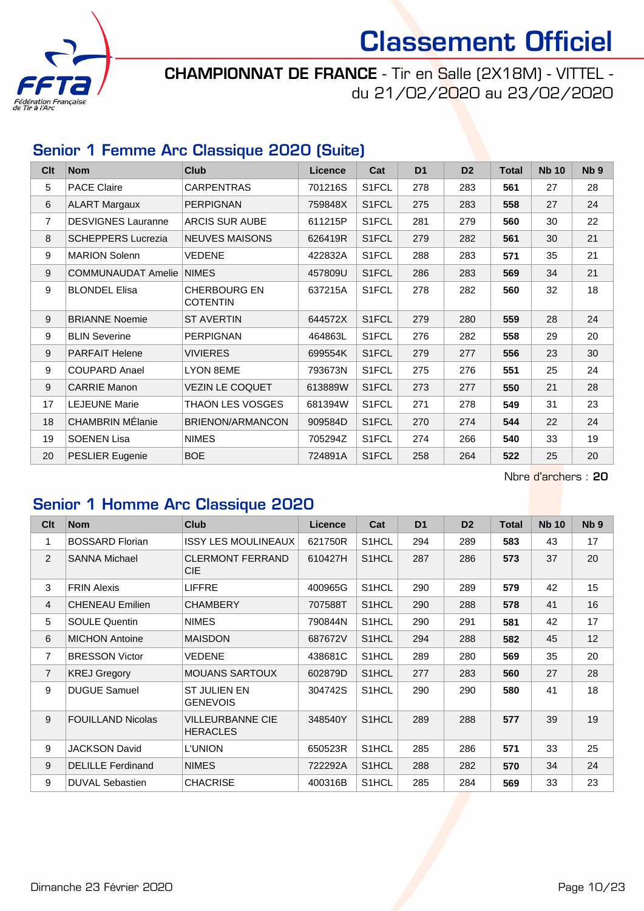# Classement Officiel

**CHAMPIONNAT DE FRANCE** - Tir en Salle (2X18M) - VITTEL - du 21/02/2020 au 23/02/2020

## Senior 1 Femme Arc Classique 2020 (Suite)

| Clt | Nom | Club | Licence | Cat | D1 | D2 | Total | Nb 10 | Nb 9 |
|---|---|---|---|---|---|---|---|---|---|
| 5 | PACE Claire | CARPENTRAS | 701216S | S1FCL | 278 | 283 | **561** | 27 | 28 |
| 6 | ALART Margaux | PERPIGNAN | 759848X | S1FCL | 275 | 283 | **558** | 27 | 24 |
| 7 | DESVIGNES Lauranne | ARCIS SUR AUBE | 611215P | S1FCL | 281 | 279 | **560** | 30 | 22 |
| 8 | SCHEPPERS Lucrezia | NEUVES MAISONS | 626419R | S1FCL | 279 | 282 | **561** | 30 | 21 |
| 9 | MARION Solenn | VEDENE | 422832A | S1FCL | 288 | 283 | **571** | 35 | 21 |
| 9 | COMMUNAUDAT Amelie | NIMES | 457809U | S1FCL | 286 | 283 | **569** | 34 | 21 |
| 9 | BLONDEL Elisa | CHERBOURG EN COTENTIN | 637215A | S1FCL | 278 | 282 | **560** | 32 | 18 |
| 9 | BRIANNE Noemie | ST AVERTIN | 644572X | S1FCL | 279 | 280 | **559** | 28 | 24 |
| 9 | BLIN Severine | PERPIGNAN | 464863L | S1FCL | 276 | 282 | **558** | 29 | 20 |
| 9 | PARFAIT Helene | VIVIERES | 699554K | S1FCL | 279 | 277 | **556** | 23 | 30 |
| 9 | COUPARD Anael | LYON 8EME | 793673N | S1FCL | 275 | 276 | **551** | 25 | 24 |
| 9 | CARRIE Manon | VEZIN LE COQUET | 613889W | S1FCL | 273 | 277 | **550** | 21 | 28 |
| 17 | LEJEUNE Marie | THAON LES VOSGES | 681394W | S1FCL | 271 | 278 | **549** | 31 | 23 |
| 18 | CHAMBRIN MÉlanie | BRIENON/ARMANCON | 909584D | S1FCL | 270 | 274 | **544** | 22 | 24 |
| 19 | SOENEN Lisa | NIMES | 705294Z | S1FCL | 274 | 266 | **540** | 33 | 19 |
| 20 | PESLIER Eugenie | BOE | 724891A | S1FCL | 258 | 264 | **522** | 25 | 20 |

Nbre d'archers : **20**

## Senior 1 Homme Arc Classique 2020

| Clt | Nom | Club | Licence | Cat | D1 | D2 | Total | Nb 10 | Nb 9 |
|---|---|---|---|---|---|---|---|---|---|
| 1 | BOSSARD Florian | ISSY LES MOULINEAUX | 621750R | S1HCL | 294 | 289 | **583** | 43 | 17 |
| 2 | SANNA Michael | CLERMONT FERRAND CIE | 610427H | S1HCL | 287 | 286 | **573** | 37 | 20 |
| 3 | FRIN Alexis | LIFFRE | 400965G | S1HCL | 290 | 289 | **579** | 42 | 15 |
| 4 | CHENEAU Emilien | CHAMBERY | 707588T | S1HCL | 290 | 288 | **578** | 41 | 16 |
| 5 | SOULE Quentin | NIMES | 790844N | S1HCL | 290 | 291 | **581** | 42 | 17 |
| 6 | MICHON Antoine | MAISDON | 687672V | S1HCL | 294 | 288 | **582** | 45 | 12 |
| 7 | BRESSON Victor | VEDENE | 438681C | S1HCL | 289 | 280 | **569** | 35 | 20 |
| 7 | KREJ Gregory | MOUANS SARTOUX | 602879D | S1HCL | 277 | 283 | **560** | 27 | 28 |
| 9 | DUGUE Samuel | ST JULIEN EN GENEVOIS | 304742S | S1HCL | 290 | 290 | **580** | 41 | 18 |
| 9 | FOUILLAND Nicolas | VILLEURBANNE CIE HERACLES | 348540Y | S1HCL | 289 | 288 | **577** | 39 | 19 |
| 9 | JACKSON David | L'UNION | 650523R | S1HCL | 285 | 286 | **571** | 33 | 25 |
| 9 | DELILLE Ferdinand | NIMES | 722292A | S1HCL | 288 | 282 | **570** | 34 | 24 |
| 9 | DUVAL Sebastien | CHACRISE | 400316B | S1HCL | 285 | 284 | **569** | 33 | 23 |

Dimanche 23 Février 2020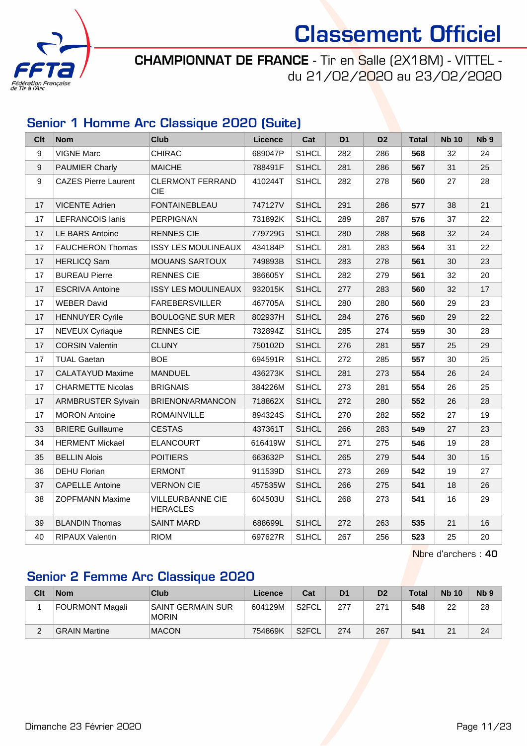# Classement Officiel

**CHAMPIONNAT DE FRANCE** - Tir en Salle (2X18M) - VITTEL - du 21/02/2020 au 23/02/2020

## Senior 1 Homme Arc Classique 2020 (Suite)

| Clt | Nom | Club | Licence | Cat | D1 | D2 | Total | Nb 10 | Nb 9 |
|---|---|---|---|---|---|---|---|---|---|
| 9 | VIGNE Marc | CHIRAC | 689047P | S1HCL | 282 | 286 | **568** | 32 | 24 |
| 9 | PAUMIER Charly | MAICHE | 788491F | S1HCL | 281 | 286 | **567** | 31 | 25 |
| 9 | CAZES Pierre Laurent | CLERMONT FERRAND CIE | 410244T | S1HCL | 282 | 278 | **560** | 27 | 28 |
| 17 | VICENTE Adrien | FONTAINEBLEAU | 747127V | S1HCL | 291 | 286 | **577** | 38 | 21 |
| 17 | LEFRANCOIS Ianis | PERPIGNAN | 731892K | S1HCL | 289 | 287 | **576** | 37 | 22 |
| 17 | LE BARS Antoine | RENNES CIE | 779729G | S1HCL | 280 | 288 | **568** | 32 | 24 |
| 17 | FAUCHERON Thomas | ISSY LES MOULINEAUX | 434184P | S1HCL | 281 | 283 | **564** | 31 | 22 |
| 17 | HERLICQ Sam | MOUANS SARTOUX | 749893B | S1HCL | 283 | 278 | **561** | 30 | 23 |
| 17 | BUREAU Pierre | RENNES CIE | 386605Y | S1HCL | 282 | 279 | **561** | 32 | 20 |
| 17 | ESCRIVA Antoine | ISSY LES MOULINEAUX | 932015K | S1HCL | 277 | 283 | **560** | 32 | 17 |
| 17 | WEBER David | FAREBERSVILLER | 467705A | S1HCL | 280 | 280 | **560** | 29 | 23 |
| 17 | HENNUYER Cyrile | BOULOGNE SUR MER | 802937H | S1HCL | 284 | 276 | **560** | 29 | 22 |
| 17 | NEVEUX Cyriaque | RENNES CIE | 732894Z | S1HCL | 285 | 274 | **559** | 30 | 28 |
| 17 | CORSIN Valentin | CLUNY | 750102D | S1HCL | 276 | 281 | **557** | 25 | 29 |
| 17 | TUAL Gaetan | BOE | 694591R | S1HCL | 272 | 285 | **557** | 30 | 25 |
| 17 | CALATAYUD Maxime | MANDUEL | 436273K | S1HCL | 281 | 273 | **554** | 26 | 24 |
| 17 | CHARMETTE Nicolas | BRIGNAIS | 384226M | S1HCL | 273 | 281 | **554** | 26 | 25 |
| 17 | ARMBRUSTER Sylvain | BRIENON/ARMANCON | 718862X | S1HCL | 272 | 280 | **552** | 26 | 28 |
| 17 | MORON Antoine | ROMAINVILLE | 894324S | S1HCL | 270 | 282 | **552** | 27 | 19 |
| 33 | BRIERE Guillaume | CESTAS | 437361T | S1HCL | 266 | 283 | **549** | 27 | 23 |
| 34 | HERMENT Mickael | ELANCOURT | 616419W | S1HCL | 271 | 275 | **546** | 19 | 28 |
| 35 | BELLIN Alois | POITIERS | 663632P | S1HCL | 265 | 279 | **544** | 30 | 15 |
| 36 | DEHU Florian | ERMONT | 911539D | S1HCL | 273 | 269 | **542** | 19 | 27 |
| 37 | CAPELLE Antoine | VERNON CIE | 457535W | S1HCL | 266 | 275 | **541** | 18 | 26 |
| 38 | ZOPFMANN Maxime | VILLEURBANNE CIE HERACLES | 604503U | S1HCL | 268 | 273 | **541** | 16 | 29 |
| 39 | BLANDIN Thomas | SAINT MARD | 688699L | S1HCL | 272 | 263 | **535** | 21 | 16 |
| 40 | RIPAUX Valentin | RIOM | 697627R | S1HCL | 267 | 256 | **523** | 25 | 20 |

Nbre d'archers : **40**

## Senior 2 Femme Arc Classique 2020

| Clt | Nom | Club | Licence | Cat | D1 | D2 | Total | Nb 10 | Nb 9 |
|---|---|---|---|---|---|---|---|---|---|
| 1 | FOURMONT Magali | SAINT GERMAIN SUR MORIN | 604129M | S2FCL | 277 | 271 | **548** | 22 | 28 |
| 2 | GRAIN Martine | MACON | 754869K | S2FCL | 274 | 267 | **541** | 21 | 24 |

Dimanche 23 Février 2020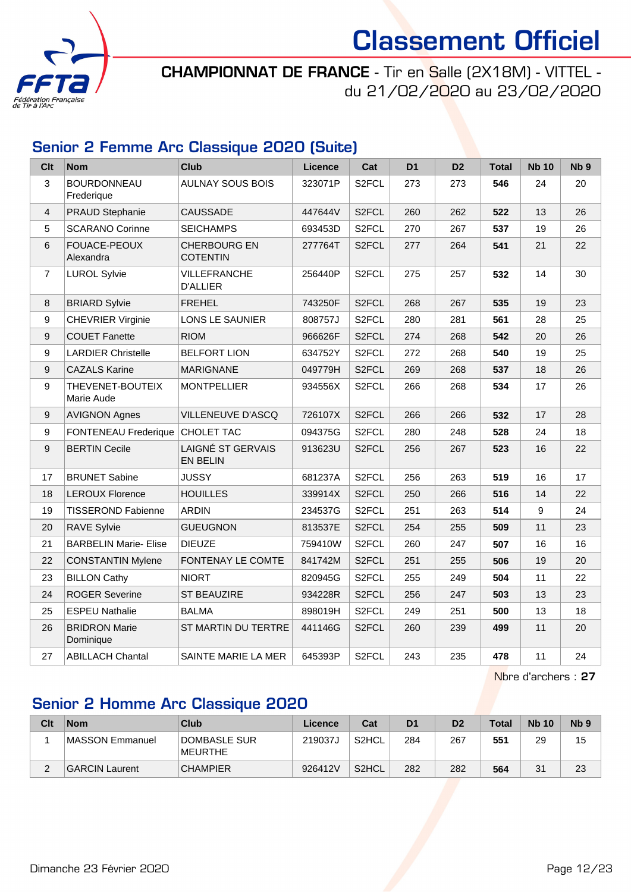# Classement Officiel

**CHAMPIONNAT DE FRANCE** - Tir en Salle (2X18M) - VITTEL - du 21/02/2020 au 23/02/2020

## Senior 2 Femme Arc Classique 2020 (Suite)

| Clt | Nom | Club | Licence | Cat | D1 | D2 | Total | Nb 10 | Nb 9 |
|---|---|---|---|---|---|---|---|---|---|
| 3 | BOURDONNEAU Frederique | AULNAY SOUS BOIS | 323071P | S2FCL | 273 | 273 | **546** | 24 | 20 |
| 4 | PRAUD Stephanie | CAUSSADE | 447644V | S2FCL | 260 | 262 | **522** | 13 | 26 |
| 5 | SCARANO Corinne | SEICHAMPS | 693453D | S2FCL | 270 | 267 | **537** | 19 | 26 |
| 6 | FOUACE-PEOUX Alexandra | CHERBOURG EN COTENTIN | 277764T | S2FCL | 277 | 264 | **541** | 21 | 22 |
| 7 | LUROL Sylvie | VILLEFRANCHE D'ALLIER | 256440P | S2FCL | 275 | 257 | **532** | 14 | 30 |
| 8 | BRIARD Sylvie | FREHEL | 743250F | S2FCL | 268 | 267 | **535** | 19 | 23 |
| 9 | CHEVRIER Virginie | LONS LE SAUNIER | 808757J | S2FCL | 280 | 281 | **561** | 28 | 25 |
| 9 | COUET Fanette | RIOM | 966626F | S2FCL | 274 | 268 | **542** | 20 | 26 |
| 9 | LARDIER Christelle | BELFORT LION | 634752Y | S2FCL | 272 | 268 | **540** | 19 | 25 |
| 9 | CAZALS Karine | MARIGNANE | 049779H | S2FCL | 269 | 268 | **537** | 18 | 26 |
| 9 | THEVENET-BOUTEIX Marie Aude | MONTPELLIER | 934556X | S2FCL | 266 | 268 | **534** | 17 | 26 |
| 9 | AVIGNON Agnes | VILLENEUVE D'ASCQ | 726107X | S2FCL | 266 | 266 | **532** | 17 | 28 |
| 9 | FONTENEAU Frederique | CHOLET TAC | 094375G | S2FCL | 280 | 248 | **528** | 24 | 18 |
| 9 | BERTIN Cecile | LAIGNÉ ST GERVAIS EN BELIN | 913623U | S2FCL | 256 | 267 | **523** | 16 | 22 |
| 17 | BRUNET Sabine | JUSSY | 681237A | S2FCL | 256 | 263 | **519** | 16 | 17 |
| 18 | LEROUX Florence | HOUILLES | 339914X | S2FCL | 250 | 266 | **516** | 14 | 22 |
| 19 | TISSEROND Fabienne | ARDIN | 234537G | S2FCL | 251 | 263 | **514** | 9 | 24 |
| 20 | RAVE Sylvie | GUEUGNON | 813537E | S2FCL | 254 | 255 | **509** | 11 | 23 |
| 21 | BARBELIN Marie- Elise | DIEUZE | 759410W | S2FCL | 260 | 247 | **507** | 16 | 16 |
| 22 | CONSTANTIN Mylene | FONTENAY LE COMTE | 841742M | S2FCL | 251 | 255 | **506** | 19 | 20 |
| 23 | BILLON Cathy | NIORT | 820945G | S2FCL | 255 | 249 | **504** | 11 | 22 |
| 24 | ROGER Severine | ST BEAUZIRE | 934228R | S2FCL | 256 | 247 | **503** | 13 | 23 |
| 25 | ESPEU Nathalie | BALMA | 898019H | S2FCL | 249 | 251 | **500** | 13 | 18 |
| 26 | BRIDRON Marie Dominique | ST MARTIN DU TERTRE | 441146G | S2FCL | 260 | 239 | **499** | 11 | 20 |
| 27 | ABILLACH Chantal | SAINTE MARIE LA MER | 645393P | S2FCL | 243 | 235 | **478** | 11 | 24 |

Nbre d'archers : **27**

## Senior 2 Homme Arc Classique 2020

| Clt | Nom | Club | Licence | Cat | D1 | D2 | Total | Nb 10 | Nb 9 |
|---|---|---|---|---|---|---|---|---|---|
| 1 | MASSON Emmanuel | DOMBASLE SUR MEURTHE | 219037J | S2HCL | 284 | 267 | **551** | 29 | 15 |
| 2 | GARCIN Laurent | CHAMPIER | 926412V | S2HCL | 282 | 282 | **564** | 31 | 23 |

Dimanche 23 Février 2020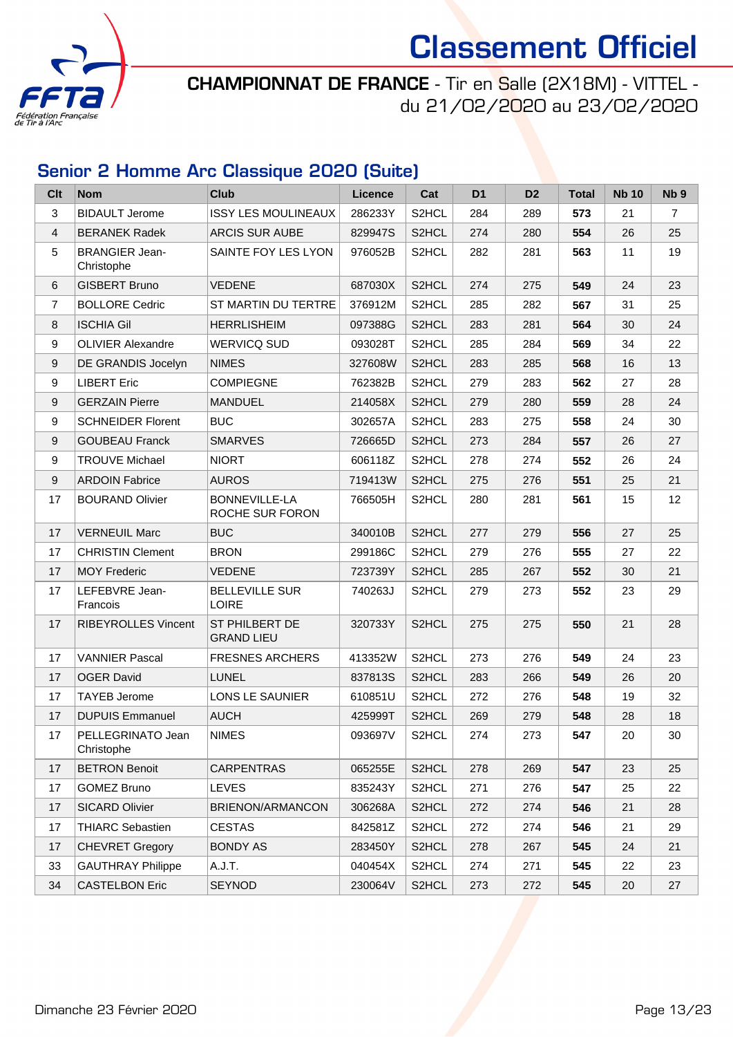# Classement Officiel

**CHAMPIONNAT DE FRANCE** - Tir en Salle (2X18M) - VITTEL - du 21/02/2020 au 23/02/2020

## Senior 2 Homme Arc Classique 2020 (Suite)

| Clt | Nom | Club | Licence | Cat | D1 | D2 | Total | Nb 10 | Nb 9 |
|---|---|---|---|---|---|---|---|---|---|
| 3 | BIDAULT Jerome | ISSY LES MOULINEAUX | 286233Y | S2HCL | 284 | 289 | **573** | 21 | 7 |
| 4 | BERANEK Radek | ARCIS SUR AUBE | 829947S | S2HCL | 274 | 280 | **554** | 26 | 25 |
| 5 | BRANGIER Jean-Christophe | SAINTE FOY LES LYON | 976052B | S2HCL | 282 | 281 | **563** | 11 | 19 |
| 6 | GISBERT Bruno | VEDENE | 687030X | S2HCL | 274 | 275 | **549** | 24 | 23 |
| 7 | BOLLORE Cedric | ST MARTIN DU TERTRE | 376912M | S2HCL | 285 | 282 | **567** | 31 | 25 |
| 8 | ISCHIA Gil | HERRLISHEIM | 097388G | S2HCL | 283 | 281 | **564** | 30 | 24 |
| 9 | OLIVIER Alexandre | WERVICQ SUD | 093028T | S2HCL | 285 | 284 | **569** | 34 | 22 |
| 9 | DE GRANDIS Jocelyn | NIMES | 327608W | S2HCL | 283 | 285 | **568** | 16 | 13 |
| 9 | LIBERT Eric | COMPIEGNE | 762382B | S2HCL | 279 | 283 | **562** | 27 | 28 |
| 9 | GERZAIN Pierre | MANDUEL | 214058X | S2HCL | 279 | 280 | **559** | 28 | 24 |
| 9 | SCHNEIDER Florent | BUC | 302657A | S2HCL | 283 | 275 | **558** | 24 | 30 |
| 9 | GOUBEAU Franck | SMARVES | 726665D | S2HCL | 273 | 284 | **557** | 26 | 27 |
| 9 | TROUVE Michael | NIORT | 606118Z | S2HCL | 278 | 274 | **552** | 26 | 24 |
| 9 | ARDOIN Fabrice | AUROS | 719413W | S2HCL | 275 | 276 | **551** | 25 | 21 |
| 17 | BOURAND Olivier | BONNEVILLE-LA ROCHE SUR FORON | 766505H | S2HCL | 280 | 281 | **561** | 15 | 12 |
| 17 | VERNEUIL Marc | BUC | 340010B | S2HCL | 277 | 279 | **556** | 27 | 25 |
| 17 | CHRISTIN Clement | BRON | 299186C | S2HCL | 279 | 276 | **555** | 27 | 22 |
| 17 | MOY Frederic | VEDENE | 723739Y | S2HCL | 285 | 267 | **552** | 30 | 21 |
| 17 | LEFEBVRE Jean-Francois | BELLEVILLE SUR LOIRE | 740263J | S2HCL | 279 | 273 | **552** | 23 | 29 |
| 17 | RIBEYROLLES Vincent | ST PHILBERT DE GRAND LIEU | 320733Y | S2HCL | 275 | 275 | **550** | 21 | 28 |
| 17 | VANNIER Pascal | FRESNES ARCHERS | 413352W | S2HCL | 273 | 276 | **549** | 24 | 23 |
| 17 | OGER David | LUNEL | 837813S | S2HCL | 283 | 266 | **549** | 26 | 20 |
| 17 | TAYEB Jerome | LONS LE SAUNIER | 610851U | S2HCL | 272 | 276 | **548** | 19 | 32 |
| 17 | DUPUIS Emmanuel | AUCH | 425999T | S2HCL | 269 | 279 | **548** | 28 | 18 |
| 17 | PELLEGRINATO Jean Christophe | NIMES | 093697V | S2HCL | 274 | 273 | **547** | 20 | 30 |
| 17 | BETRON Benoit | CARPENTRAS | 065255E | S2HCL | 278 | 269 | **547** | 23 | 25 |
| 17 | GOMEZ Bruno | LEVES | 835243Y | S2HCL | 271 | 276 | **547** | 25 | 22 |
| 17 | SICARD Olivier | BRIENON/ARMANCON | 306268A | S2HCL | 272 | 274 | **546** | 21 | 28 |
| 17 | THIARC Sebastien | CESTAS | 842581Z | S2HCL | 272 | 274 | **546** | 21 | 29 |
| 17 | CHEVRET Gregory | BONDY AS | 283450Y | S2HCL | 278 | 267 | **545** | 24 | 21 |
| 33 | GAUTHRAY Philippe | A.J.T. | 040454X | S2HCL | 274 | 271 | **545** | 22 | 23 |
| 34 | CASTELBON Eric | SEYNOD | 230064V | S2HCL | 273 | 272 | **545** | 20 | 27 |

Dimanche 23 Février 2020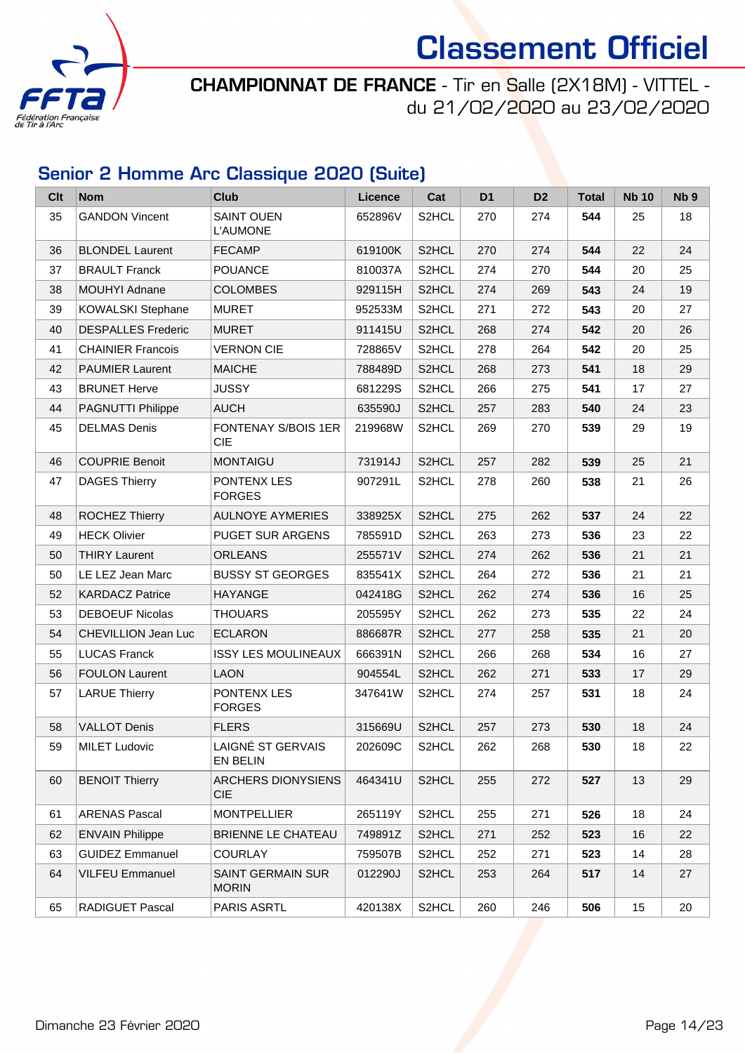# Classement Officiel

**CHAMPIONNAT DE FRANCE** - Tir en Salle (2X18M) - VITTEL - du 21/02/2020 au 23/02/2020

## Senior 2 Homme Arc Classique 2020 (Suite)

| Clt | Nom | Club | Licence | Cat | D1 | D2 | Total | Nb 10 | Nb 9 |
|---|---|---|---|---|---|---|---|---|---|
| 35 | GANDON Vincent | SAINT OUEN L'AUMONE | 652896V | S2HCL | 270 | 274 | **544** | 25 | 18 |
| 36 | BLONDEL Laurent | FECAMP | 619100K | S2HCL | 270 | 274 | **544** | 22 | 24 |
| 37 | BRAULT Franck | POUANCE | 810037A | S2HCL | 274 | 270 | **544** | 20 | 25 |
| 38 | MOUHYI Adnane | COLOMBES | 929115H | S2HCL | 274 | 269 | **543** | 24 | 19 |
| 39 | KOWALSKI Stephane | MURET | 952533M | S2HCL | 271 | 272 | **543** | 20 | 27 |
| 40 | DESPALLES Frederic | MURET | 911415U | S2HCL | 268 | 274 | **542** | 20 | 26 |
| 41 | CHAINIER Francois | VERNON CIE | 728865V | S2HCL | 278 | 264 | **542** | 20 | 25 |
| 42 | PAUMIER Laurent | MAICHE | 788489D | S2HCL | 268 | 273 | **541** | 18 | 29 |
| 43 | BRUNET Herve | JUSSY | 681229S | S2HCL | 266 | 275 | **541** | 17 | 27 |
| 44 | PAGNUTTI Philippe | AUCH | 635590J | S2HCL | 257 | 283 | **540** | 24 | 23 |
| 45 | DELMAS Denis | FONTENAY S/BOIS 1ER CIE | 219968W | S2HCL | 269 | 270 | **539** | 29 | 19 |
| 46 | COUPRIE Benoit | MONTAIGU | 731914J | S2HCL | 257 | 282 | **539** | 25 | 21 |
| 47 | DAGES Thierry | PONTENX LES FORGES | 907291L | S2HCL | 278 | 260 | **538** | 21 | 26 |
| 48 | ROCHEZ Thierry | AULNOYE AYMERIES | 338925X | S2HCL | 275 | 262 | **537** | 24 | 22 |
| 49 | HECK Olivier | PUGET SUR ARGENS | 785591D | S2HCL | 263 | 273 | **536** | 23 | 22 |
| 50 | THIRY Laurent | ORLEANS | 255571V | S2HCL | 274 | 262 | **536** | 21 | 21 |
| 50 | LE LEZ Jean Marc | BUSSY ST GEORGES | 835541X | S2HCL | 264 | 272 | **536** | 21 | 21 |
| 52 | KARDACZ Patrice | HAYANGE | 042418G | S2HCL | 262 | 274 | **536** | 16 | 25 |
| 53 | DEBOEUF Nicolas | THOUARS | 205595Y | S2HCL | 262 | 273 | **535** | 22 | 24 |
| 54 | CHEVILLION Jean Luc | ECLARON | 886687R | S2HCL | 277 | 258 | **535** | 21 | 20 |
| 55 | LUCAS Franck | ISSY LES MOULINEAUX | 666391N | S2HCL | 266 | 268 | **534** | 16 | 27 |
| 56 | FOULON Laurent | LAON | 904554L | S2HCL | 262 | 271 | **533** | 17 | 29 |
| 57 | LARUE Thierry | PONTENX LES FORGES | 347641W | S2HCL | 274 | 257 | **531** | 18 | 24 |
| 58 | VALLOT Denis | FLERS | 315669U | S2HCL | 257 | 273 | **530** | 18 | 24 |
| 59 | MILET Ludovic | LAIGNÉ ST GERVAIS EN BELIN | 202609C | S2HCL | 262 | 268 | **530** | 18 | 22 |
| 60 | BENOIT Thierry | ARCHERS DIONYSIENS CIE | 464341U | S2HCL | 255 | 272 | **527** | 13 | 29 |
| 61 | ARENAS Pascal | MONTPELLIER | 265119Y | S2HCL | 255 | 271 | **526** | 18 | 24 |
| 62 | ENVAIN Philippe | BRIENNE LE CHATEAU | 749891Z | S2HCL | 271 | 252 | **523** | 16 | 22 |
| 63 | GUIDEZ Emmanuel | COURLAY | 759507B | S2HCL | 252 | 271 | **523** | 14 | 28 |
| 64 | VILFEU Emmanuel | SAINT GERMAIN SUR MORIN | 012290J | S2HCL | 253 | 264 | **517** | 14 | 27 |
| 65 | RADIGUET Pascal | PARIS ASRTL | 420138X | S2HCL | 260 | 246 | **506** | 15 | 20 |

Dimanche 23 Février 2020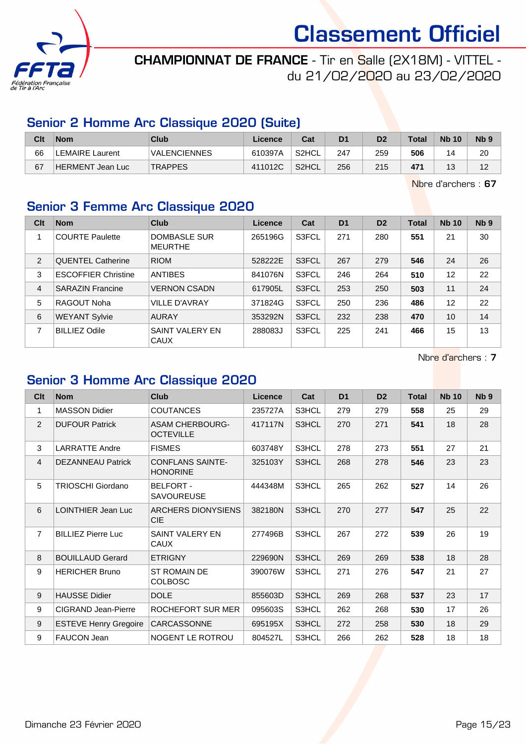# Classement Officiel

**CHAMPIONNAT DE FRANCE** - Tir en Salle (2X18M) - VITTEL - du 21/02/2020 au 23/02/2020

## Senior 2 Homme Arc Classique 2020 (Suite)

| Clt | Nom | Club | Licence | Cat | D1 | D2 | Total | Nb 10 | Nb 9 |
|---|---|---|---|---|---|---|---|---|---|
| 66 | LEMAIRE Laurent | VALENCIENNES | 610397A | S2HCL | 247 | 259 | **506** | 14 | 20 |
| 67 | HERMENT Jean Luc | TRAPPES | 411012C | S2HCL | 256 | 215 | **471** | 13 | 12 |

Nbre d'archers : **67**

## Senior 3 Femme Arc Classique 2020

| Clt | Nom | Club | Licence | Cat | D1 | D2 | Total | Nb 10 | Nb 9 |
|---|---|---|---|---|---|---|---|---|---|
| 1 | COURTE Paulette | DOMBASLE SUR MEURTHE | 265196G | S3FCL | 271 | 280 | **551** | 21 | 30 |
| 2 | QUENTEL Catherine | RIOM | 528222E | S3FCL | 267 | 279 | **546** | 24 | 26 |
| 3 | ESCOFFIER Christine | ANTIBES | 841076N | S3FCL | 246 | 264 | **510** | 12 | 22 |
| 4 | SARAZIN Francine | VERNON CSADN | 617905L | S3FCL | 253 | 250 | **503** | 11 | 24 |
| 5 | RAGOUT Noha | VILLE D'AVRAY | 371824G | S3FCL | 250 | 236 | **486** | 12 | 22 |
| 6 | WEYANT Sylvie | AURAY | 353292N | S3FCL | 232 | 238 | **470** | 10 | 14 |
| 7 | BILLIEZ Odile | SAINT VALERY EN CAUX | 288083J | S3FCL | 225 | 241 | **466** | 15 | 13 |

Nbre d'archers : **7**

## Senior 3 Homme Arc Classique 2020

| Clt | Nom | Club | Licence | Cat | D1 | D2 | Total | Nb 10 | Nb 9 |
|---|---|---|---|---|---|---|---|---|---|
| 1 | MASSON Didier | COUTANCES | 235727A | S3HCL | 279 | 279 | **558** | 25 | 29 |
| 2 | DUFOUR Patrick | ASAM CHERBOURG-OCTEVILLE | 417117N | S3HCL | 270 | 271 | **541** | 18 | 28 |
| 3 | LARRATTE Andre | FISMES | 603748Y | S3HCL | 278 | 273 | **551** | 27 | 21 |
| 4 | DEZANNEAU Patrick | CONFLANS SAINTE-HONORINE | 325103Y | S3HCL | 268 | 278 | **546** | 23 | 23 |
| 5 | TRIOSCHI Giordano | BELFORT - SAVOUREUSE | 444348M | S3HCL | 265 | 262 | **527** | 14 | 26 |
| 6 | LOINTHIER Jean Luc | ARCHERS DIONYSIENS CIE | 382180N | S3HCL | 270 | 277 | **547** | 25 | 22 |
| 7 | BILLIEZ Pierre Luc | SAINT VALERY EN CAUX | 277496B | S3HCL | 267 | 272 | **539** | 26 | 19 |
| 8 | BOUILLAUD Gerard | ETRIGNY | 229690N | S3HCL | 269 | 269 | **538** | 18 | 28 |
| 9 | HERICHER Bruno | ST ROMAIN DE COLBOSC | 390076W | S3HCL | 271 | 276 | **547** | 21 | 27 |
| 9 | HAUSSE Didier | DOLE | 855603D | S3HCL | 269 | 268 | **537** | 23 | 17 |
| 9 | CIGRAND Jean-Pierre | ROCHEFORT SUR MER | 095603S | S3HCL | 262 | 268 | **530** | 17 | 26 |
| 9 | ESTEVE Henry Gregoire | CARCASSONNE | 695195X | S3HCL | 272 | 258 | **530** | 18 | 29 |
| 9 | FAUCON Jean | NOGENT LE ROTROU | 804527L | S3HCL | 266 | 262 | **528** | 18 | 18 |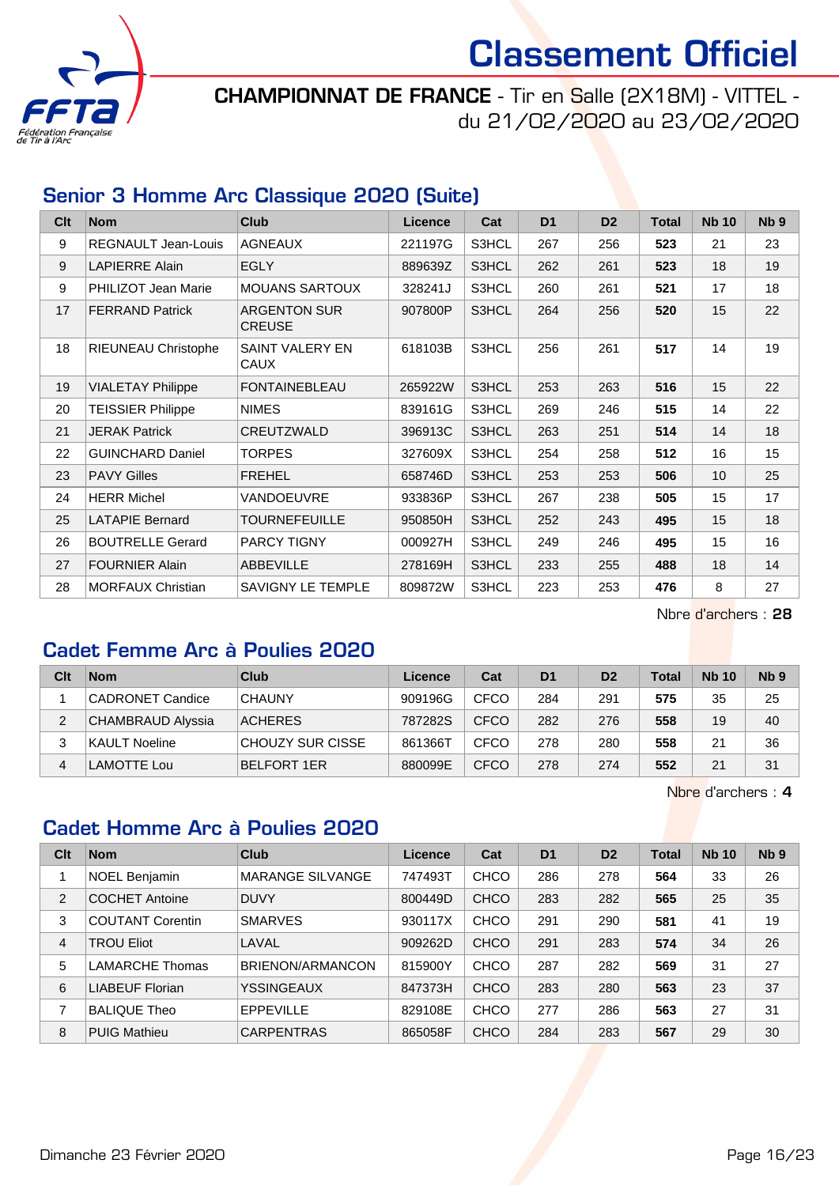# Classement Officiel

**CHAMPIONNAT DE FRANCE** - Tir en Salle (2X18M) - VITTEL - du 21/02/2020 au 23/02/2020

## Senior 3 Homme Arc Classique 2020 (Suite)

| Clt | Nom | Club | Licence | Cat | D1 | D2 | Total | Nb 10 | Nb 9 |
|---|---|---|---|---|---|---|---|---|---|
| 9 | REGNAULT Jean-Louis | AGNEAUX | 221197G | S3HCL | 267 | 256 | **523** | 21 | 23 |
| 9 | LAPIERRE Alain | EGLY | 889639Z | S3HCL | 262 | 261 | **523** | 18 | 19 |
| 9 | PHILIZOT Jean Marie | MOUANS SARTOUX | 328241J | S3HCL | 260 | 261 | **521** | 17 | 18 |
| 17 | FERRAND Patrick | ARGENTON SUR CREUSE | 907800P | S3HCL | 264 | 256 | **520** | 15 | 22 |
| 18 | RIEUNEAU Christophe | SAINT VALERY EN CAUX | 618103B | S3HCL | 256 | 261 | **517** | 14 | 19 |
| 19 | VIALETAY Philippe | FONTAINEBLEAU | 265922W | S3HCL | 253 | 263 | **516** | 15 | 22 |
| 20 | TEISSIER Philippe | NIMES | 839161G | S3HCL | 269 | 246 | **515** | 14 | 22 |
| 21 | JERAK Patrick | CREUTZWALD | 396913C | S3HCL | 263 | 251 | **514** | 14 | 18 |
| 22 | GUINCHARD Daniel | TORPES | 327609X | S3HCL | 254 | 258 | **512** | 16 | 15 |
| 23 | PAVY Gilles | FREHEL | 658746D | S3HCL | 253 | 253 | **506** | 10 | 25 |
| 24 | HERR Michel | VANDOEUVRE | 933836P | S3HCL | 267 | 238 | **505** | 15 | 17 |
| 25 | LATAPIE Bernard | TOURNEFEUILLE | 950850H | S3HCL | 252 | 243 | **495** | 15 | 18 |
| 26 | BOUTRELLE Gerard | PARCY TIGNY | 000927H | S3HCL | 249 | 246 | **495** | 15 | 16 |
| 27 | FOURNIER Alain | ABBEVILLE | 278169H | S3HCL | 233 | 255 | **488** | 18 | 14 |
| 28 | MORFAUX Christian | SAVIGNY LE TEMPLE | 809872W | S3HCL | 223 | 253 | **476** | 8 | 27 |

Nbre d'archers : **28**

## Cadet Femme Arc à Poulies 2020

| Clt | Nom | Club | Licence | Cat | D1 | D2 | Total | Nb 10 | Nb 9 |
|---|---|---|---|---|---|---|---|---|---|
| 1 | CADRONET Candice | CHAUNY | 909196G | CFCO | 284 | 291 | **575** | 35 | 25 |
| 2 | CHAMBRAUD Alyssia | ACHERES | 787282S | CFCO | 282 | 276 | **558** | 19 | 40 |
| 3 | KAULT Noeline | CHOUZY SUR CISSE | 861366T | CFCO | 278 | 280 | **558** | 21 | 36 |
| 4 | LAMOTTE Lou | BELFORT 1ER | 880099E | CFCO | 278 | 274 | **552** | 21 | 31 |

Nbre d'archers : **4**

## Cadet Homme Arc à Poulies 2020

| Clt | Nom | Club | Licence | Cat | D1 | D2 | Total | Nb 10 | Nb 9 |
|---|---|---|---|---|---|---|---|---|---|
| 1 | NOEL Benjamin | MARANGE SILVANGE | 747493T | CHCO | 286 | 278 | **564** | 33 | 26 |
| 2 | COCHET Antoine | DUVY | 800449D | CHCO | 283 | 282 | **565** | 25 | 35 |
| 3 | COUTANT Corentin | SMARVES | 930117X | CHCO | 291 | 290 | **581** | 41 | 19 |
| 4 | TROU Eliot | LAVAL | 909262D | CHCO | 291 | 283 | **574** | 34 | 26 |
| 5 | LAMARCHE Thomas | BRIENON/ARMANCON | 815900Y | CHCO | 287 | 282 | **569** | 31 | 27 |
| 6 | LIABEUF Florian | YSSINGEAUX | 847373H | CHCO | 283 | 280 | **563** | 23 | 37 |
| 7 | BALIQUE Theo | EPPEVILLE | 829108E | CHCO | 277 | 286 | **563** | 27 | 31 |
| 8 | PUIG Mathieu | CARPENTRAS | 865058F | CHCO | 284 | 283 | **567** | 29 | 30 |

Dimanche 23 Février 2020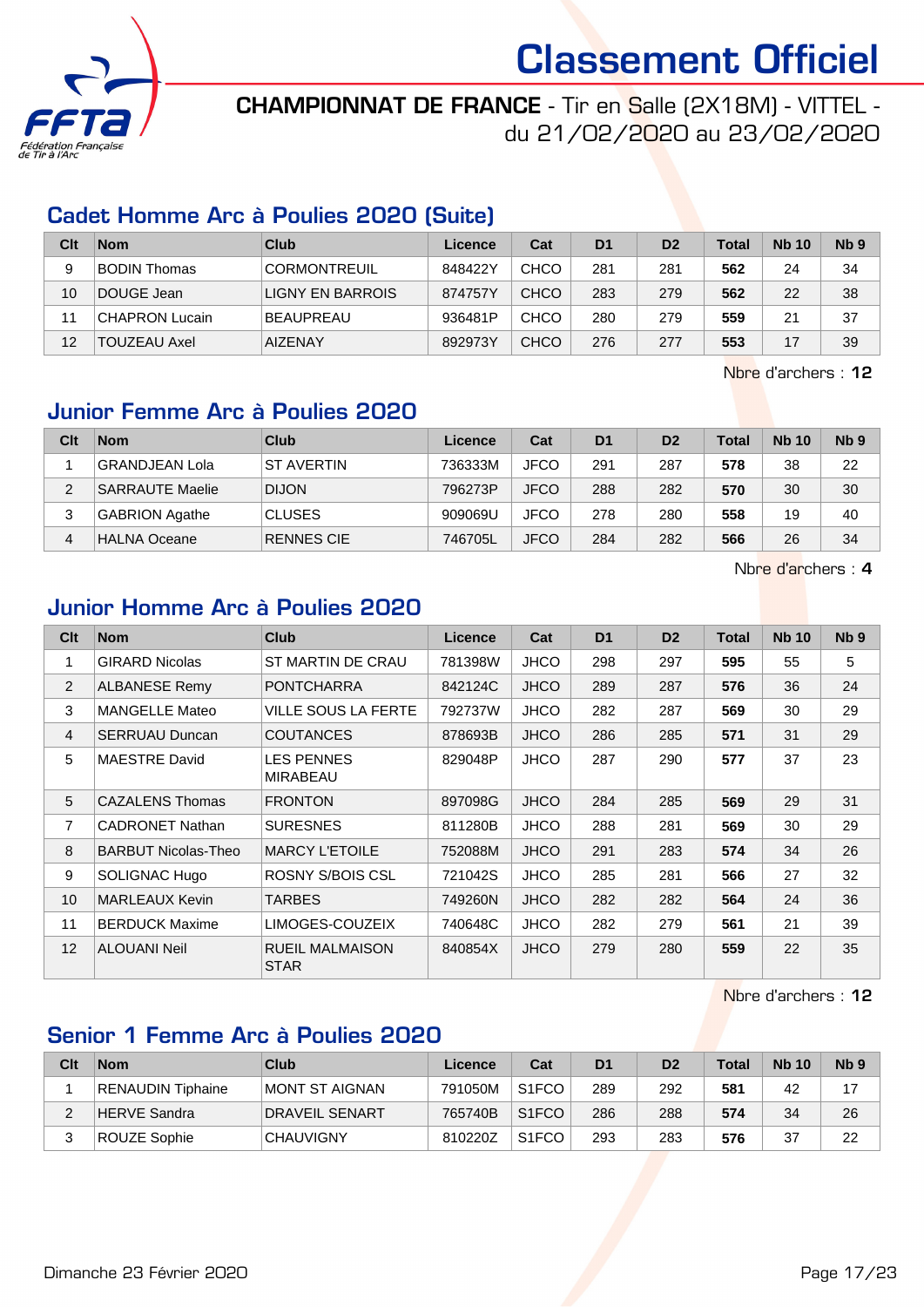# Classement Officiel

**CHAMPIONNAT DE FRANCE** - Tir en Salle (2X18M) - VITTEL - du 21/02/2020 au 23/02/2020

## Cadet Homme Arc à Poulies 2020 (Suite)

| Clt | Nom | Club | Licence | Cat | D1 | D2 | Total | Nb 10 | Nb 9 |
|---|---|---|---|---|---|---|---|---|---|
| 9 | BODIN Thomas | CORMONTREUIL | 848422Y | CHCO | 281 | 281 | **562** | 24 | 34 |
| 10 | DOUGE Jean | LIGNY EN BARROIS | 874757Y | CHCO | 283 | 279 | **562** | 22 | 38 |
| 11 | CHAPRON Lucain | BEAUPREAU | 936481P | CHCO | 280 | 279 | **559** | 21 | 37 |
| 12 | TOUZEAU Axel | AIZENAY | 892973Y | CHCO | 276 | 277 | **553** | 17 | 39 |

Nbre d'archers : **12**

## Junior Femme Arc à Poulies 2020

| Clt | Nom | Club | Licence | Cat | D1 | D2 | Total | Nb 10 | Nb 9 |
|---|---|---|---|---|---|---|---|---|---|
| 1 | GRANDJEAN Lola | ST AVERTIN | 736333M | JFCO | 291 | 287 | **578** | 38 | 22 |
| 2 | SARRAUTE Maelie | DIJON | 796273P | JFCO | 288 | 282 | **570** | 30 | 30 |
| 3 | GABRION Agathe | CLUSES | 909069U | JFCO | 278 | 280 | **558** | 19 | 40 |
| 4 | HALNA Oceane | RENNES CIE | 746705L | JFCO | 284 | 282 | **566** | 26 | 34 |

Nbre d'archers : **4**

## Junior Homme Arc à Poulies 2020

| Clt | Nom | Club | Licence | Cat | D1 | D2 | Total | Nb 10 | Nb 9 |
|---|---|---|---|---|---|---|---|---|---|
| 1 | GIRARD Nicolas | ST MARTIN DE CRAU | 781398W | JHCO | 298 | 297 | **595** | 55 | 5 |
| 2 | ALBANESE Remy | PONTCHARRA | 842124C | JHCO | 289 | 287 | **576** | 36 | 24 |
| 3 | MANGELLE Mateo | VILLE SOUS LA FERTE | 792737W | JHCO | 282 | 287 | **569** | 30 | 29 |
| 4 | SERRUAU Duncan | COUTANCES | 878693B | JHCO | 286 | 285 | **571** | 31 | 29 |
| 5 | MAESTRE David | LES PENNES MIRABEAU | 829048P | JHCO | 287 | 290 | **577** | 37 | 23 |
| 5 | CAZALENS Thomas | FRONTON | 897098G | JHCO | 284 | 285 | **569** | 29 | 31 |
| 7 | CADRONET Nathan | SURESNES | 811280B | JHCO | 288 | 281 | **569** | 30 | 29 |
| 8 | BARBUT Nicolas-Theo | MARCY L'ETOILE | 752088M | JHCO | 291 | 283 | **574** | 34 | 26 |
| 9 | SOLIGNAC Hugo | ROSNY S/BOIS CSL | 721042S | JHCO | 285 | 281 | **566** | 27 | 32 |
| 10 | MARLEAUX Kevin | TARBES | 749260N | JHCO | 282 | 282 | **564** | 24 | 36 |
| 11 | BERDUCK Maxime | LIMOGES-COUZEIX | 740648C | JHCO | 282 | 279 | **561** | 21 | 39 |
| 12 | ALOUANI Neil | RUEIL MALMAISON STAR | 840854X | JHCO | 279 | 280 | **559** | 22 | 35 |

Nbre d'archers : **12**

## Senior 1 Femme Arc à Poulies 2020

| Clt | Nom | Club | Licence | Cat | D1 | D2 | Total | Nb 10 | Nb 9 |
|---|---|---|---|---|---|---|---|---|---|
| 1 | RENAUDIN Tiphaine | MONT ST AIGNAN | 791050M | S1FCO | 289 | 292 | **581** | 42 | 17 |
| 2 | HERVE Sandra | DRAVEIL SENART | 765740B | S1FCO | 286 | 288 | **574** | 34 | 26 |
| 3 | ROUZE Sophie | CHAUVIGNY | 810220Z | S1FCO | 293 | 283 | **576** | 37 | 22 |

Dimanche 23 Février 2020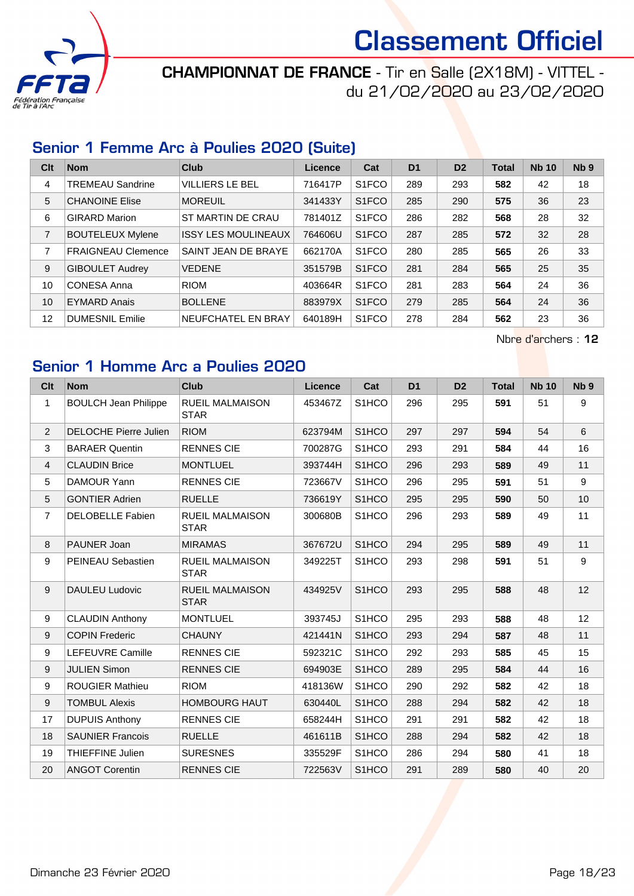# Classement Officiel

**CHAMPIONNAT DE FRANCE** - Tir en Salle (2X18M) - VITTEL - du 21/02/2020 au 23/02/2020

## Senior 1 Femme Arc à Poulies 2020 (Suite)

| Clt | Nom | Club | Licence | Cat | D1 | D2 | Total | Nb 10 | Nb 9 |
|---|---|---|---|---|---|---|---|---|---|
| 4 | TREMEAU Sandrine | VILLIERS LE BEL | 716417P | S1FCO | 289 | 293 | **582** | 42 | 18 |
| 5 | CHANOINE Elise | MOREUIL | 341433Y | S1FCO | 285 | 290 | **575** | 36 | 23 |
| 6 | GIRARD Marion | ST MARTIN DE CRAU | 781401Z | S1FCO | 286 | 282 | **568** | 28 | 32 |
| 7 | BOUTELEUX Mylene | ISSY LES MOULINEAUX | 764606U | S1FCO | 287 | 285 | **572** | 32 | 28 |
| 7 | FRAIGNEAU Clemence | SAINT JEAN DE BRAYE | 662170A | S1FCO | 280 | 285 | **565** | 26 | 33 |
| 9 | GIBOULET Audrey | VEDENE | 351579B | S1FCO | 281 | 284 | **565** | 25 | 35 |
| 10 | CONESA Anna | RIOM | 403664R | S1FCO | 281 | 283 | **564** | 24 | 36 |
| 10 | EYMARD Anais | BOLLENE | 883979X | S1FCO | 279 | 285 | **564** | 24 | 36 |
| 12 | DUMESNIL Emilie | NEUFCHATEL EN BRAY | 640189H | S1FCO | 278 | 284 | **562** | 23 | 36 |

Nbre d'archers : **12**

## Senior 1 Homme Arc a Poulies 2020

| Clt | Nom | Club | Licence | Cat | D1 | D2 | Total | Nb 10 | Nb 9 |
|---|---|---|---|---|---|---|---|---|---|
| 1 | BOULCH Jean Philippe | RUEIL MALMAISON STAR | 453467Z | S1HCO | 296 | 295 | **591** | 51 | 9 |
| 2 | DELOCHE Pierre Julien | RIOM | 623794M | S1HCO | 297 | 297 | **594** | 54 | 6 |
| 3 | BARAER Quentin | RENNES CIE | 700287G | S1HCO | 293 | 291 | **584** | 44 | 16 |
| 4 | CLAUDIN Brice | MONTLUEL | 393744H | S1HCO | 296 | 293 | **589** | 49 | 11 |
| 5 | DAMOUR Yann | RENNES CIE | 723667V | S1HCO | 296 | 295 | **591** | 51 | 9 |
| 5 | GONTIER Adrien | RUELLE | 736619Y | S1HCO | 295 | 295 | **590** | 50 | 10 |
| 7 | DELOBELLE Fabien | RUEIL MALMAISON STAR | 300680B | S1HCO | 296 | 293 | **589** | 49 | 11 |
| 8 | PAUNER Joan | MIRAMAS | 367672U | S1HCO | 294 | 295 | **589** | 49 | 11 |
| 9 | PEINEAU Sebastien | RUEIL MALMAISON STAR | 349225T | S1HCO | 293 | 298 | **591** | 51 | 9 |
| 9 | DAULEU Ludovic | RUEIL MALMAISON STAR | 434925V | S1HCO | 293 | 295 | **588** | 48 | 12 |
| 9 | CLAUDIN Anthony | MONTLUEL | 393745J | S1HCO | 295 | 293 | **588** | 48 | 12 |
| 9 | COPIN Frederic | CHAUNY | 421441N | S1HCO | 293 | 294 | **587** | 48 | 11 |
| 9 | LEFEUVRE Camille | RENNES CIE | 592321C | S1HCO | 292 | 293 | **585** | 45 | 15 |
| 9 | JULIEN Simon | RENNES CIE | 694903E | S1HCO | 289 | 295 | **584** | 44 | 16 |
| 9 | ROUGIER Mathieu | RIOM | 418136W | S1HCO | 290 | 292 | **582** | 42 | 18 |
| 9 | TOMBUL Alexis | HOMBOURG HAUT | 630440L | S1HCO | 288 | 294 | **582** | 42 | 18 |
| 17 | DUPUIS Anthony | RENNES CIE | 658244H | S1HCO | 291 | 291 | **582** | 42 | 18 |
| 18 | SAUNIER Francois | RUELLE | 461611B | S1HCO | 288 | 294 | **582** | 42 | 18 |
| 19 | THIEFFINE Julien | SURESNES | 335529F | S1HCO | 286 | 294 | **580** | 41 | 18 |
| 20 | ANGOT Corentin | RENNES CIE | 722563V | S1HCO | 291 | 289 | **580** | 40 | 20 |

Dimanche 23 Février 2020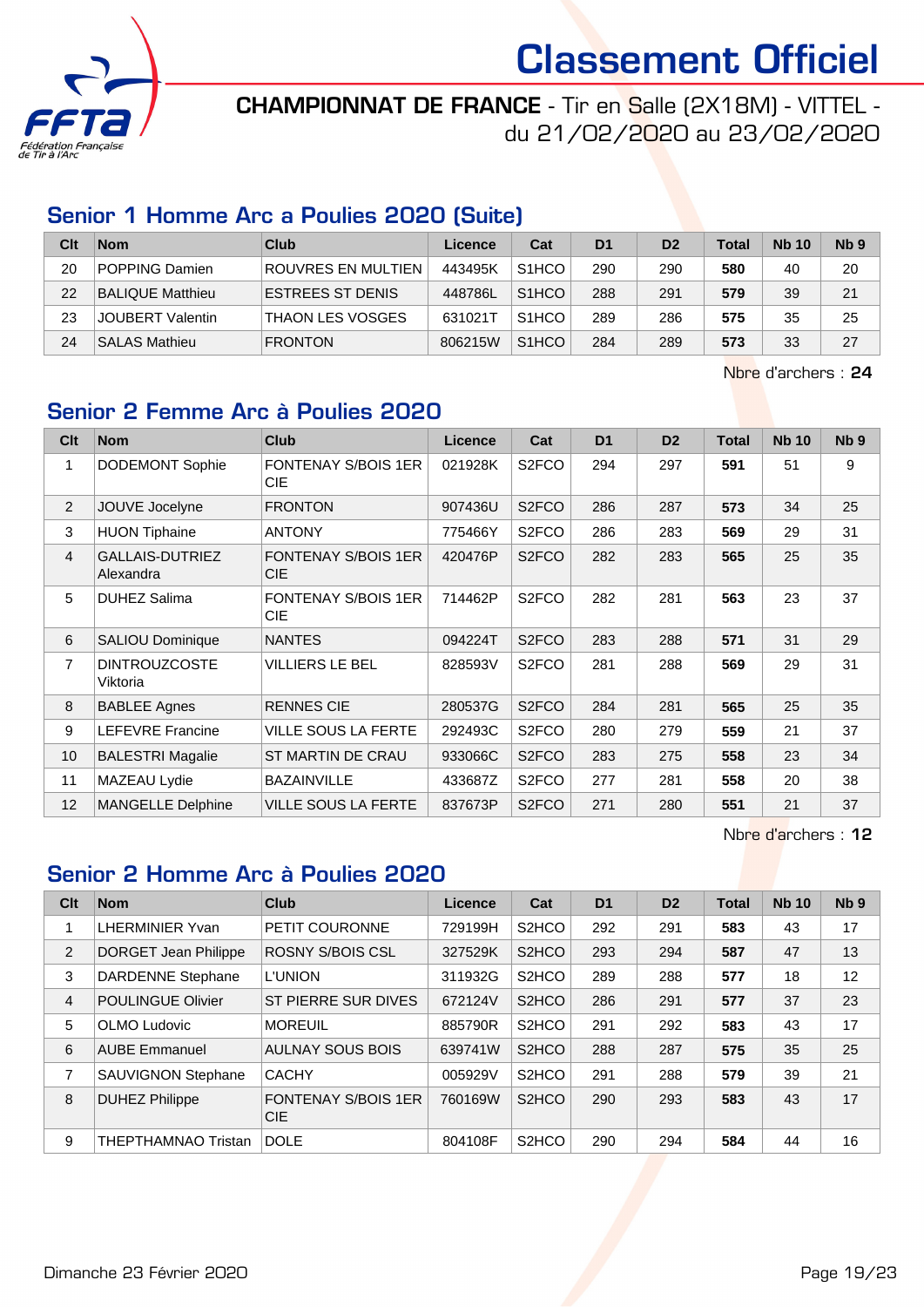# Classement Officiel

**CHAMPIONNAT DE FRANCE** - Tir en Salle (2X18M) - VITTEL - du 21/02/2020 au 23/02/2020

## Senior 1 Homme Arc a Poulies 2020 (Suite)

| Clt | Nom | Club | Licence | Cat | D1 | D2 | Total | Nb 10 | Nb 9 |
|---|---|---|---|---|---|---|---|---|---|
| 20 | POPPING Damien | ROUVRES EN MULTIEN | 443495K | S1HCO | 290 | 290 | **580** | 40 | 20 |
| 22 | BALIQUE Matthieu | ESTREES ST DENIS | 448786L | S1HCO | 288 | 291 | **579** | 39 | 21 |
| 23 | JOUBERT Valentin | THAON LES VOSGES | 631021T | S1HCO | 289 | 286 | **575** | 35 | 25 |
| 24 | SALAS Mathieu | FRONTON | 806215W | S1HCO | 284 | 289 | **573** | 33 | 27 |

Nbre d'archers : **24**

## Senior 2 Femme Arc à Poulies 2020

| Clt | Nom | Club | Licence | Cat | D1 | D2 | Total | Nb 10 | Nb 9 |
|---|---|---|---|---|---|---|---|---|---|
| 1 | DODEMONT Sophie | FONTENAY S/BOIS 1ER CIE | 021928K | S2FCO | 294 | 297 | **591** | 51 | 9 |
| 2 | JOUVE Jocelyne | FRONTON | 907436U | S2FCO | 286 | 287 | **573** | 34 | 25 |
| 3 | HUON Tiphaine | ANTONY | 775466Y | S2FCO | 286 | 283 | **569** | 29 | 31 |
| 4 | GALLAIS-DUTRIEZ Alexandra | FONTENAY S/BOIS 1ER CIE | 420476P | S2FCO | 282 | 283 | **565** | 25 | 35 |
| 5 | DUHEZ Salima | FONTENAY S/BOIS 1ER CIE | 714462P | S2FCO | 282 | 281 | **563** | 23 | 37 |
| 6 | SALIOU Dominique | NANTES | 094224T | S2FCO | 283 | 288 | **571** | 31 | 29 |
| 7 | DINTROUZCOSTE Viktoria | VILLIERS LE BEL | 828593V | S2FCO | 281 | 288 | **569** | 29 | 31 |
| 8 | BABLEE Agnes | RENNES CIE | 280537G | S2FCO | 284 | 281 | **565** | 25 | 35 |
| 9 | LEFEVRE Francine | VILLE SOUS LA FERTE | 292493C | S2FCO | 280 | 279 | **559** | 21 | 37 |
| 10 | BALESTRI Magalie | ST MARTIN DE CRAU | 933066C | S2FCO | 283 | 275 | **558** | 23 | 34 |
| 11 | MAZEAU Lydie | BAZAINVILLE | 433687Z | S2FCO | 277 | 281 | **558** | 20 | 38 |
| 12 | MANGELLE Delphine | VILLE SOUS LA FERTE | 837673P | S2FCO | 271 | 280 | **551** | 21 | 37 |

Nbre d'archers : **12**

## Senior 2 Homme Arc à Poulies 2020

| Clt | Nom | Club | Licence | Cat | D1 | D2 | Total | Nb 10 | Nb 9 |
|---|---|---|---|---|---|---|---|---|---|
| 1 | LHERMINIER Yvan | PETIT COURONNE | 729199H | S2HCO | 292 | 291 | **583** | 43 | 17 |
| 2 | DORGET Jean Philippe | ROSNY S/BOIS CSL | 327529K | S2HCO | 293 | 294 | **587** | 47 | 13 |
| 3 | DARDENNE Stephane | L'UNION | 311932G | S2HCO | 289 | 288 | **577** | 18 | 12 |
| 4 | POULINGUE Olivier | ST PIERRE SUR DIVES | 672124V | S2HCO | 286 | 291 | **577** | 37 | 23 |
| 5 | OLMO Ludovic | MOREUIL | 885790R | S2HCO | 291 | 292 | **583** | 43 | 17 |
| 6 | AUBE Emmanuel | AULNAY SOUS BOIS | 639741W | S2HCO | 288 | 287 | **575** | 35 | 25 |
| 7 | SAUVIGNON Stephane | CACHY | 005929V | S2HCO | 291 | 288 | **579** | 39 | 21 |
| 8 | DUHEZ Philippe | FONTENAY S/BOIS 1ER CIE | 760169W | S2HCO | 290 | 293 | **583** | 43 | 17 |
| 9 | THEPTHAMNAO Tristan | DOLE | 804108F | S2HCO | 290 | 294 | **584** | 44 | 16 |

Dimanche 23 Février 2020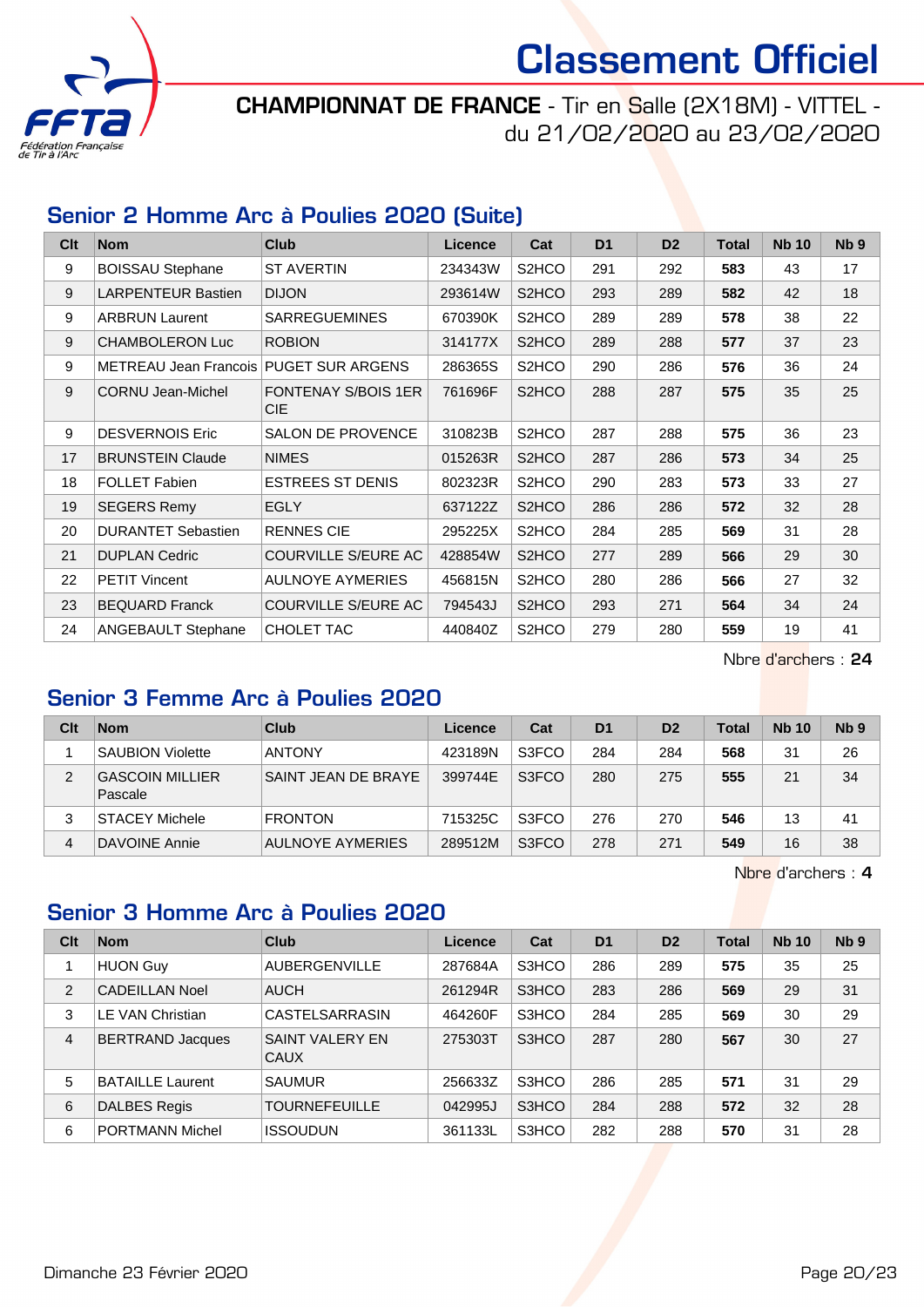# Classement Officiel

**CHAMPIONNAT DE FRANCE** - Tir en Salle (2X18M) - VITTEL - du 21/02/2020 au 23/02/2020

## Senior 2 Homme Arc à Poulies 2020 (Suite)

| Clt | Nom | Club | Licence | Cat | D1 | D2 | Total | Nb 10 | Nb 9 |
|---|---|---|---|---|---|---|---|---|---|
| 9 | BOISSAU Stephane | ST AVERTIN | 234343W | S2HCO | 291 | 292 | **583** | 43 | 17 |
| 9 | LARPENTEUR Bastien | DIJON | 293614W | S2HCO | 293 | 289 | **582** | 42 | 18 |
| 9 | ARBRUN Laurent | SARREGUEMINES | 670390K | S2HCO | 289 | 289 | **578** | 38 | 22 |
| 9 | CHAMBOLERON Luc | ROBION | 314177X | S2HCO | 289 | 288 | **577** | 37 | 23 |
| 9 | METREAU Jean Francois | PUGET SUR ARGENS | 286365S | S2HCO | 290 | 286 | **576** | 36 | 24 |
| 9 | CORNU Jean-Michel | FONTENAY S/BOIS 1ER CIE | 761696F | S2HCO | 288 | 287 | **575** | 35 | 25 |
| 9 | DESVERNOIS Eric | SALON DE PROVENCE | 310823B | S2HCO | 287 | 288 | **575** | 36 | 23 |
| 17 | BRUNSTEIN Claude | NIMES | 015263R | S2HCO | 287 | 286 | **573** | 34 | 25 |
| 18 | FOLLET Fabien | ESTREES ST DENIS | 802323R | S2HCO | 290 | 283 | **573** | 33 | 27 |
| 19 | SEGERS Remy | EGLY | 637122Z | S2HCO | 286 | 286 | **572** | 32 | 28 |
| 20 | DURANTET Sebastien | RENNES CIE | 295225X | S2HCO | 284 | 285 | **569** | 31 | 28 |
| 21 | DUPLAN Cedric | COURVILLE S/EURE AC | 428854W | S2HCO | 277 | 289 | **566** | 29 | 30 |
| 22 | PETIT Vincent | AULNOYE AYMERIES | 456815N | S2HCO | 280 | 286 | **566** | 27 | 32 |
| 23 | BEQUARD Franck | COURVILLE S/EURE AC | 794543J | S2HCO | 293 | 271 | **564** | 34 | 24 |
| 24 | ANGEBAULT Stephane | CHOLET TAC | 440840Z | S2HCO | 279 | 280 | **559** | 19 | 41 |

Nbre d'archers : **24**

## Senior 3 Femme Arc à Poulies 2020

| Clt | Nom | Club | Licence | Cat | D1 | D2 | Total | Nb 10 | Nb 9 |
|---|---|---|---|---|---|---|---|---|---|
| 1 | SAUBION Violette | ANTONY | 423189N | S3FCO | 284 | 284 | **568** | 31 | 26 |
| 2 | GASCOIN MILLIER Pascale | SAINT JEAN DE BRAYE | 399744E | S3FCO | 280 | 275 | **555** | 21 | 34 |
| 3 | STACEY Michele | FRONTON | 715325C | S3FCO | 276 | 270 | **546** | 13 | 41 |
| 4 | DAVOINE Annie | AULNOYE AYMERIES | 289512M | S3FCO | 278 | 271 | **549** | 16 | 38 |

Nbre d'archers : **4**

## Senior 3 Homme Arc à Poulies 2020

| Clt | Nom | Club | Licence | Cat | D1 | D2 | Total | Nb 10 | Nb 9 |
|---|---|---|---|---|---|---|---|---|---|
| 1 | HUON Guy | AUBERGENVILLE | 287684A | S3HCO | 286 | 289 | **575** | 35 | 25 |
| 2 | CADEILLAN Noel | AUCH | 261294R | S3HCO | 283 | 286 | **569** | 29 | 31 |
| 3 | LE VAN Christian | CASTELSARRASIN | 464260F | S3HCO | 284 | 285 | **569** | 30 | 29 |
| 4 | BERTRAND Jacques | SAINT VALERY EN CAUX | 275303T | S3HCO | 287 | 280 | **567** | 30 | 27 |
| 5 | BATAILLE Laurent | SAUMUR | 256633Z | S3HCO | 286 | 285 | **571** | 31 | 29 |
| 6 | DALBES Regis | TOURNEFEUILLE | 042995J | S3HCO | 284 | 288 | **572** | 32 | 28 |
| 6 | PORTMANN Michel | ISSOUDUN | 361133L | S3HCO | 282 | 288 | **570** | 31 | 28 |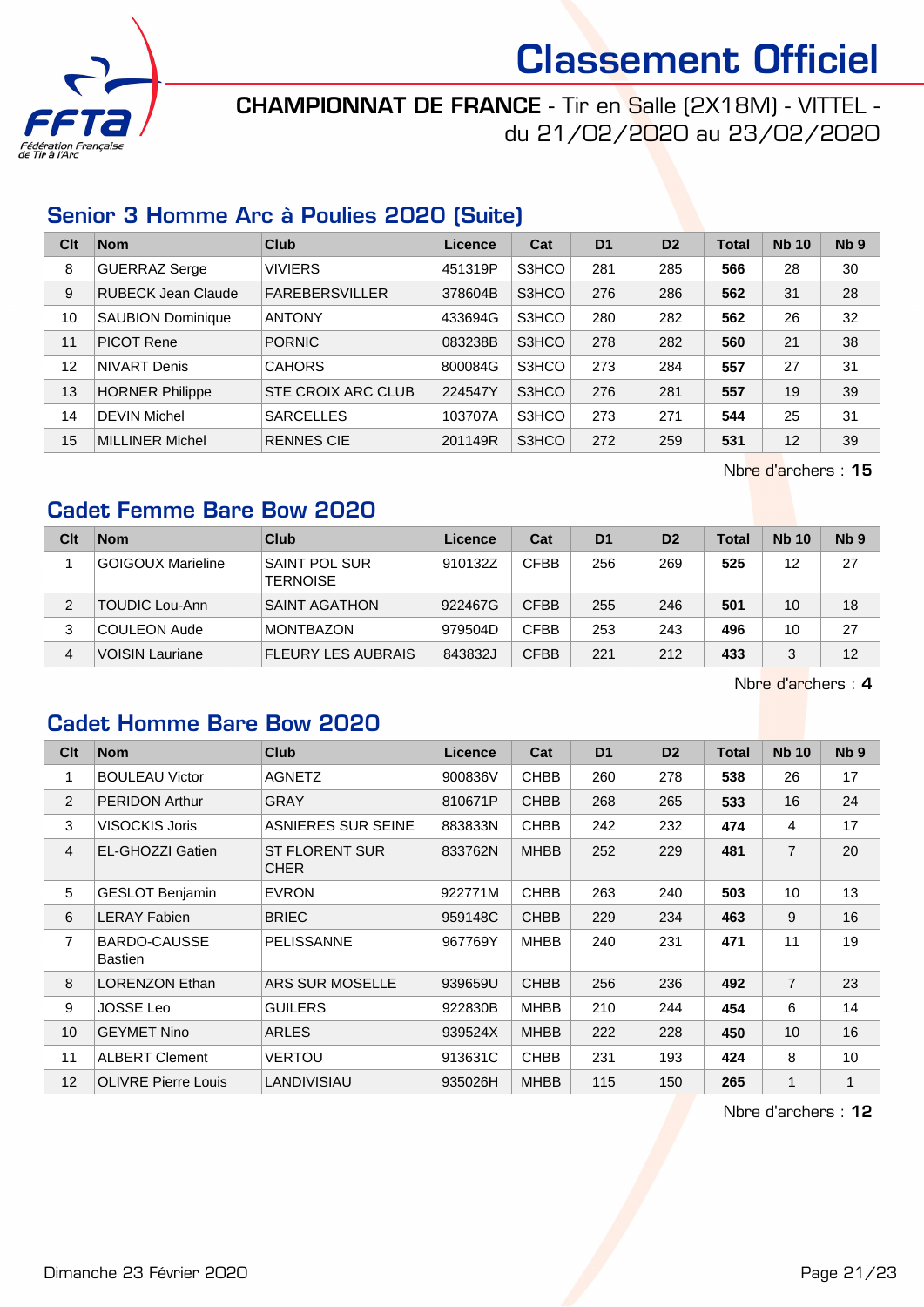# Classement Officiel

**CHAMPIONNAT DE FRANCE** - Tir en Salle (2X18M) - VITTEL - du 21/02/2020 au 23/02/2020

## Senior 3 Homme Arc à Poulies 2020 (Suite)

| Clt | Nom | Club | Licence | Cat | D1 | D2 | Total | Nb 10 | Nb 9 |
|---|---|---|---|---|---|---|---|---|---|
| 8 | GUERRAZ Serge | VIVIERS | 451319P | S3HCO | 281 | 285 | **566** | 28 | 30 |
| 9 | RUBECK Jean Claude | FAREBERSVILLER | 378604B | S3HCO | 276 | 286 | **562** | 31 | 28 |
| 10 | SAUBION Dominique | ANTONY | 433694G | S3HCO | 280 | 282 | **562** | 26 | 32 |
| 11 | PICOT Rene | PORNIC | 083238B | S3HCO | 278 | 282 | **560** | 21 | 38 |
| 12 | NIVART Denis | CAHORS | 800084G | S3HCO | 273 | 284 | **557** | 27 | 31 |
| 13 | HORNER Philippe | STE CROIX ARC CLUB | 224547Y | S3HCO | 276 | 281 | **557** | 19 | 39 |
| 14 | DEVIN Michel | SARCELLES | 103707A | S3HCO | 273 | 271 | **544** | 25 | 31 |
| 15 | MILLINER Michel | RENNES CIE | 201149R | S3HCO | 272 | 259 | **531** | 12 | 39 |

Nbre d'archers : **15**

## Cadet Femme Bare Bow 2020

| Clt | Nom | Club | Licence | Cat | D1 | D2 | Total | Nb 10 | Nb 9 |
|---|---|---|---|---|---|---|---|---|---|
| 1 | GOIGOUX Marieline | SAINT POL SUR TERNOISE | 910132Z | CFBB | 256 | 269 | **525** | 12 | 27 |
| 2 | TOUDIC Lou-Ann | SAINT AGATHON | 922467G | CFBB | 255 | 246 | **501** | 10 | 18 |
| 3 | COULEON Aude | MONTBAZON | 979504D | CFBB | 253 | 243 | **496** | 10 | 27 |
| 4 | VOISIN Lauriane | FLEURY LES AUBRAIS | 843832J | CFBB | 221 | 212 | **433** | 3 | 12 |

Nbre d'archers : **4**

## Cadet Homme Bare Bow 2020

| Clt | Nom | Club | Licence | Cat | D1 | D2 | Total | Nb 10 | Nb 9 |
|---|---|---|---|---|---|---|---|---|---|
| 1 | BOULEAU Victor | AGNETZ | 900836V | CHBB | 260 | 278 | **538** | 26 | 17 |
| 2 | PERIDON Arthur | GRAY | 810671P | CHBB | 268 | 265 | **533** | 16 | 24 |
| 3 | VISOCKIS Joris | ASNIERES SUR SEINE | 883833N | CHBB | 242 | 232 | **474** | 4 | 17 |
| 4 | EL-GHOZZI Gatien | ST FLORENT SUR CHER | 833762N | MHBB | 252 | 229 | **481** | 7 | 20 |
| 5 | GESLOT Benjamin | EVRON | 922771M | CHBB | 263 | 240 | **503** | 10 | 13 |
| 6 | LERAY Fabien | BRIEC | 959148C | CHBB | 229 | 234 | **463** | 9 | 16 |
| 7 | BARDO-CAUSSE Bastien | PELISSANNE | 967769Y | MHBB | 240 | 231 | **471** | 11 | 19 |
| 8 | LORENZON Ethan | ARS SUR MOSELLE | 939659U | CHBB | 256 | 236 | **492** | 7 | 23 |
| 9 | JOSSE Leo | GUILERS | 922830B | MHBB | 210 | 244 | **454** | 6 | 14 |
| 10 | GEYMET Nino | ARLES | 939524X | MHBB | 222 | 228 | **450** | 10 | 16 |
| 11 | ALBERT Clement | VERTOU | 913631C | CHBB | 231 | 193 | **424** | 8 | 10 |
| 12 | OLIVRE Pierre Louis | LANDIVISIAU | 935026H | MHBB | 115 | 150 | **265** | 1 | 1 |

Nbre d'archers : **12**

Dimanche 23 Février 2020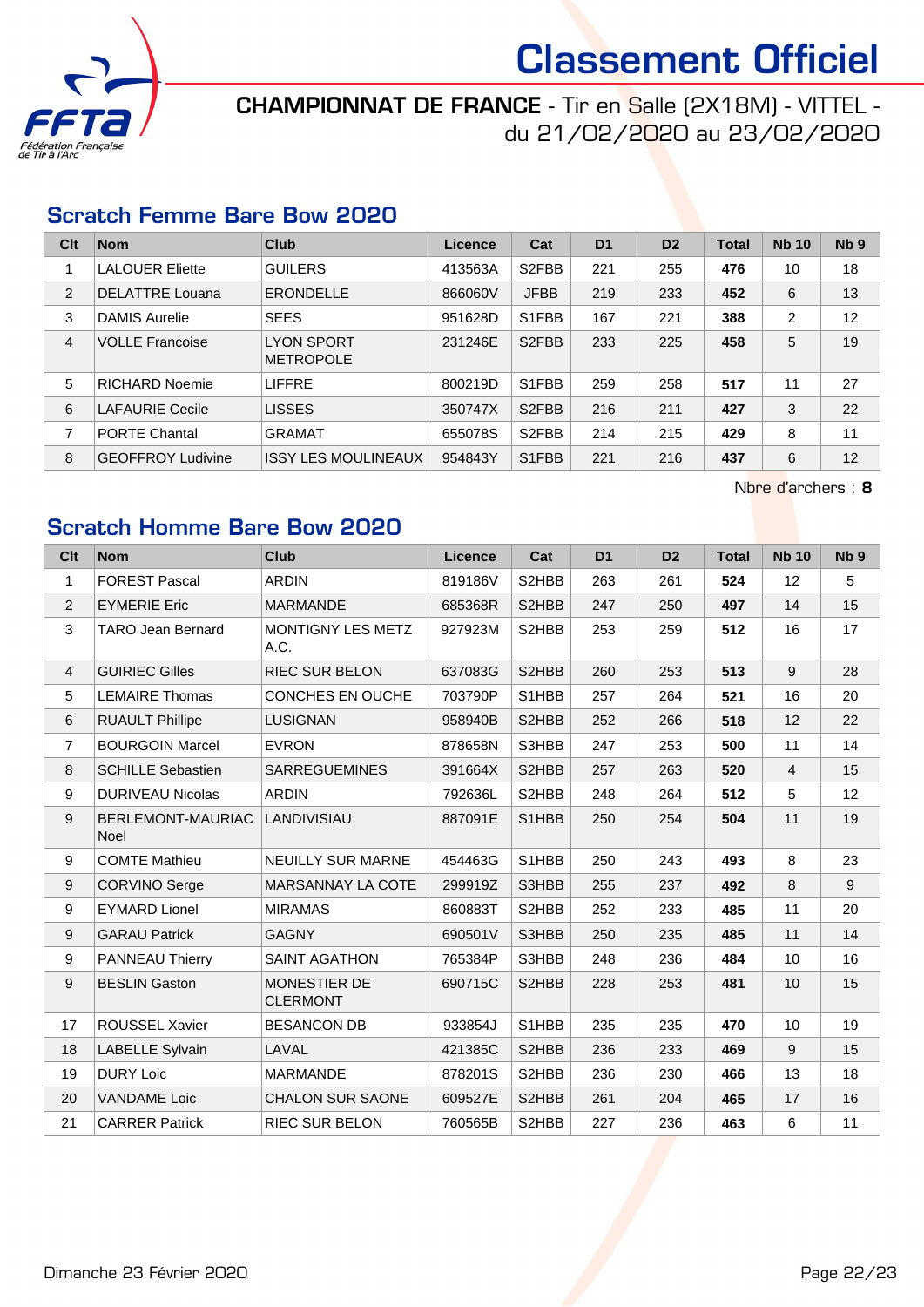# Classement Officiel

**CHAMPIONNAT DE FRANCE** - Tir en Salle (2X18M) - VITTEL - du 21/02/2020 au 23/02/2020

## Scratch Femme Bare Bow 2020

| Clt | Nom | Club | Licence | Cat | D1 | D2 | Total | Nb 10 | Nb 9 |
|---|---|---|---|---|---|---|---|---|---|
| 1 | LALOUER Eliette | GUILERS | 413563A | S2FBB | 221 | 255 | **476** | 10 | 18 |
| 2 | DELATTRE Louana | ERONDELLE | 866060V | JFBB | 219 | 233 | **452** | 6 | 13 |
| 3 | DAMIS Aurelie | SEES | 951628D | S1FBB | 167 | 221 | **388** | 2 | 12 |
| 4 | VOLLE Francoise | LYON SPORT METROPOLE | 231246E | S2FBB | 233 | 225 | **458** | 5 | 19 |
| 5 | RICHARD Noemie | LIFFRE | 800219D | S1FBB | 259 | 258 | **517** | 11 | 27 |
| 6 | LAFAURIE Cecile | LISSES | 350747X | S2FBB | 216 | 211 | **427** | 3 | 22 |
| 7 | PORTE Chantal | GRAMAT | 655078S | S2FBB | 214 | 215 | **429** | 8 | 11 |
| 8 | GEOFFROY Ludivine | ISSY LES MOULINEAUX | 954843Y | S1FBB | 221 | 216 | **437** | 6 | 12 |

Nbre d'archers : **8**

## Scratch Homme Bare Bow 2020

| Clt | Nom | Club | Licence | Cat | D1 | D2 | Total | Nb 10 | Nb 9 |
|---|---|---|---|---|---|---|---|---|---|
| 1 | FOREST Pascal | ARDIN | 819186V | S2HBB | 263 | 261 | **524** | 12 | 5 |
| 2 | EYMERIE Eric | MARMANDE | 685368R | S2HBB | 247 | 250 | **497** | 14 | 15 |
| 3 | TARO Jean Bernard | MONTIGNY LES METZ A.C. | 927923M | S2HBB | 253 | 259 | **512** | 16 | 17 |
| 4 | GUIRIEC Gilles | RIEC SUR BELON | 637083G | S2HBB | 260 | 253 | **513** | 9 | 28 |
| 5 | LEMAIRE Thomas | CONCHES EN OUCHE | 703790P | S1HBB | 257 | 264 | **521** | 16 | 20 |
| 6 | RUAULT Phillipe | LUSIGNAN | 958940B | S2HBB | 252 | 266 | **518** | 12 | 22 |
| 7 | BOURGOIN Marcel | EVRON | 878658N | S3HBB | 247 | 253 | **500** | 11 | 14 |
| 8 | SCHILLE Sebastien | SARREGUEMINES | 391664X | S2HBB | 257 | 263 | **520** | 4 | 15 |
| 9 | DURIVEAU Nicolas | ARDIN | 792636L | S2HBB | 248 | 264 | **512** | 5 | 12 |
| 9 | BERLEMONT-MAURIAC Noel | LANDIVISIAU | 887091E | S1HBB | 250 | 254 | **504** | 11 | 19 |
| 9 | COMTE Mathieu | NEUILLY SUR MARNE | 454463G | S1HBB | 250 | 243 | **493** | 8 | 23 |
| 9 | CORVINO Serge | MARSANNAY LA COTE | 299919Z | S3HBB | 255 | 237 | **492** | 8 | 9 |
| 9 | EYMARD Lionel | MIRAMAS | 860883T | S2HBB | 252 | 233 | **485** | 11 | 20 |
| 9 | GARAU Patrick | GAGNY | 690501V | S3HBB | 250 | 235 | **485** | 11 | 14 |
| 9 | PANNEAU Thierry | SAINT AGATHON | 765384P | S3HBB | 248 | 236 | **484** | 10 | 16 |
| 9 | BESLIN Gaston | MONESTIER DE CLERMONT | 690715C | S2HBB | 228 | 253 | **481** | 10 | 15 |
| 17 | ROUSSEL Xavier | BESANCON DB | 933854J | S1HBB | 235 | 235 | **470** | 10 | 19 |
| 18 | LABELLE Sylvain | LAVAL | 421385C | S2HBB | 236 | 233 | **469** | 9 | 15 |
| 19 | DURY Loic | MARMANDE | 878201S | S2HBB | 236 | 230 | **466** | 13 | 18 |
| 20 | VANDAME Loic | CHALON SUR SAONE | 609527E | S2HBB | 261 | 204 | **465** | 17 | 16 |
| 21 | CARRER Patrick | RIEC SUR BELON | 760565B | S2HBB | 227 | 236 | **463** | 6 | 11 |

Dimanche 23 Février 2020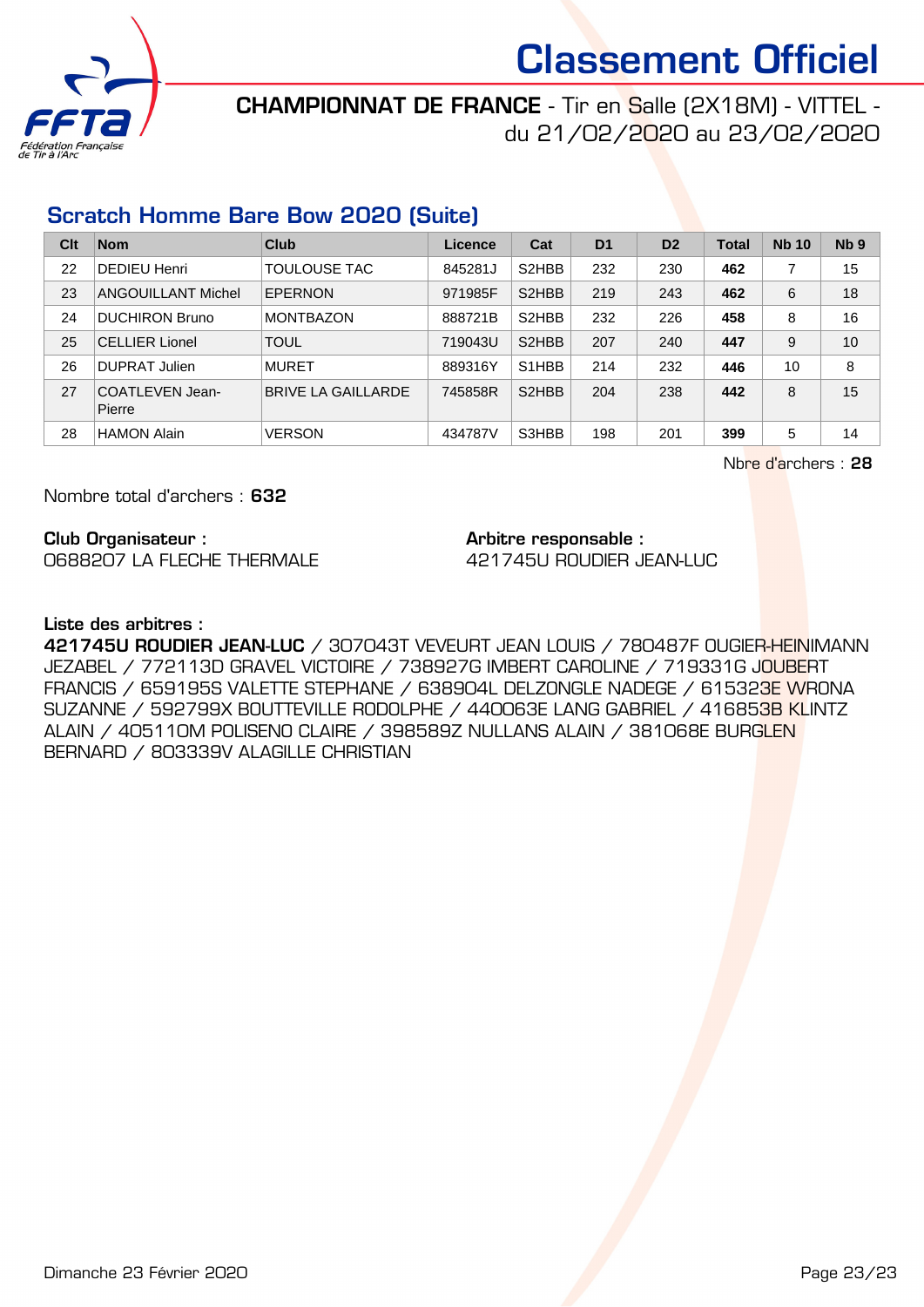# Classement Officiel

**CHAMPIONNAT DE FRANCE** - Tir en Salle (2X18M) - VITTEL - du 21/02/2020 au 23/02/2020

## Scratch Homme Bare Bow 2020 (Suite)

| Clt | Nom | Club | Licence | Cat | D1 | D2 | Total | Nb 10 | Nb 9 |
|---|---|---|---|---|---|---|---|---|---|
| 22 | DEDIEU Henri | TOULOUSE TAC | 845281J | S2HBB | 232 | 230 | **462** | 7 | 15 |
| 23 | ANGOUILLANT Michel | EPERNON | 971985F | S2HBB | 219 | 243 | **462** | 6 | 18 |
| 24 | DUCHIRON Bruno | MONTBAZON | 888721B | S2HBB | 232 | 226 | **458** | 8 | 16 |
| 25 | CELLIER Lionel | TOUL | 719043U | S2HBB | 207 | 240 | **447** | 9 | 10 |
| 26 | DUPRAT Julien | MURET | 889316Y | S1HBB | 214 | 232 | **446** | 10 | 8 |
| 27 | COATLEVEN Jean-Pierre | BRIVE LA GAILLARDE | 745858R | S2HBB | 204 | 238 | **442** | 8 | 15 |
| 28 | HAMON Alain | VERSON | 434787V | S3HBB | 198 | 201 | **399** | 5 | 14 |

Nbre d'archers : **28**

Nombre total d'archers : **632**

**Club Organisateur :**
0688207 LA FLECHE THERMALE

**Arbitre responsable :**
421745U ROUDIER JEAN-LUC

**Liste des arbitres :**
**421745U ROUDIER JEAN-LUC** / 307043T VEVEURT JEAN LOUIS / 780487F OUGIER-HEINIMANN JEZABEL / 772113D GRAVEL VICTOIRE / 738927G IMBERT CAROLINE / 719331G JOUBERT FRANCIS / 659195S VALETTE STEPHANE / 638904L DELZONGLE NADEGE / 615323E WRONA SUZANNE / 592799X BOUTTEVILLE RODOLPHE / 440063E LANG GABRIEL / 416853B KLINTZ ALAIN / 405110M POLISENO CLAIRE / 398589Z NULLANS ALAIN / 381068E BURGLEN BERNARD / 803339V ALAGILLE CHRISTIAN

Dimanche 23 Février 2020